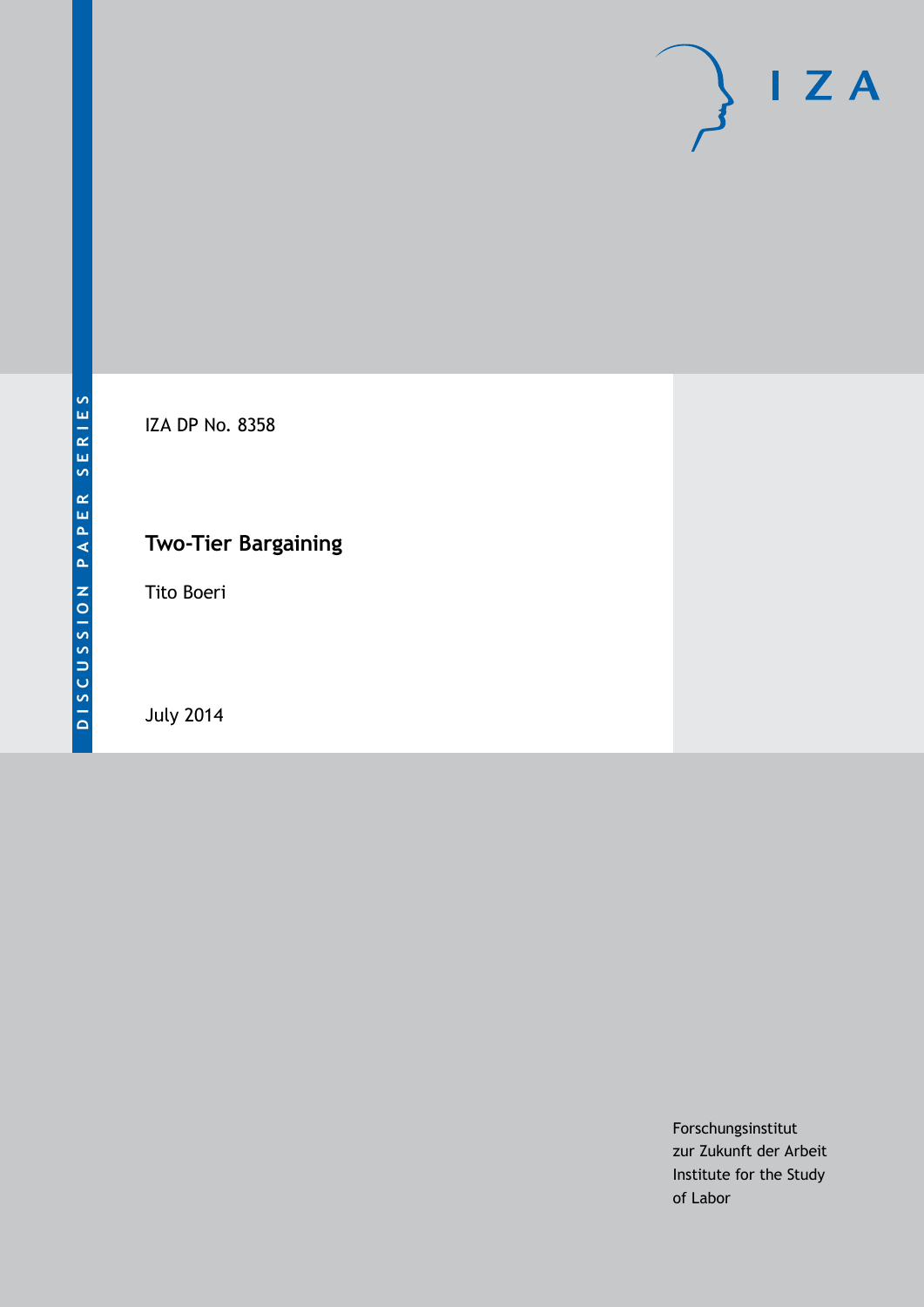DISCUSSION PAPER SERIES

IZA DP No. 8358

# Two-Tier Bargaining

Tito Boeri

July 2014

Forschungsinstitut
zur Zukunft der Arbeit
Institute for the Study
of Labor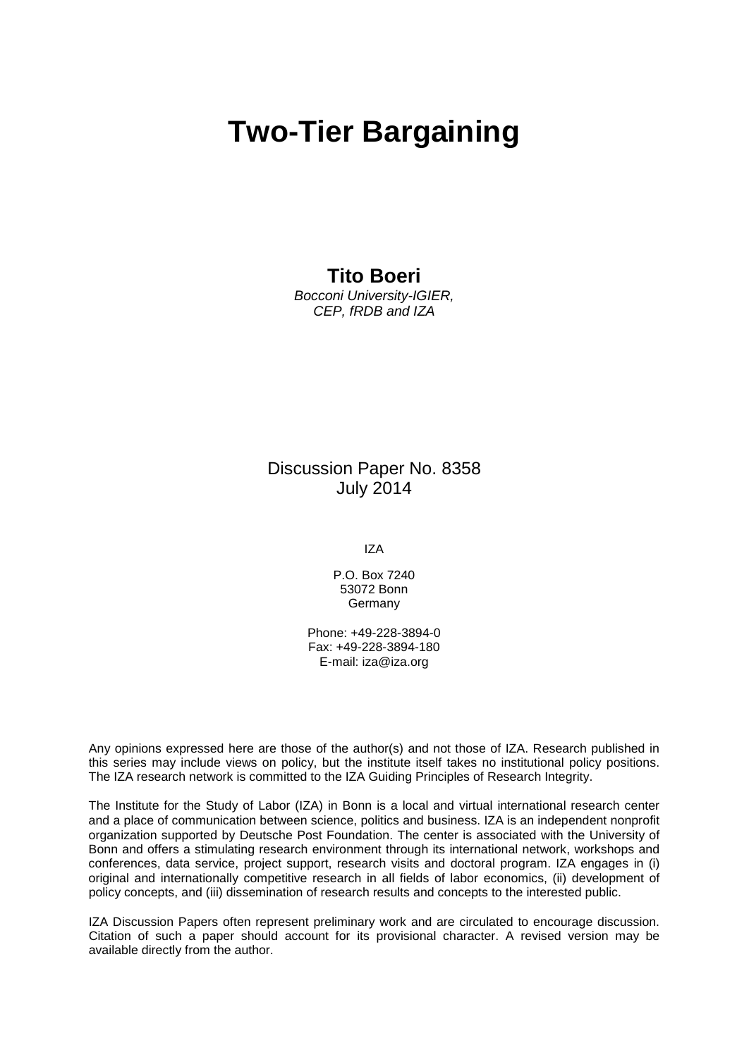# Two-Tier Bargaining

**Tito Boeri**

*Bocconi University-IGIER, CEP, fRDB and IZA*

Discussion Paper No. 8358
July 2014

IZA

P.O. Box 7240
53072 Bonn
Germany

Phone: +49-228-3894-0
Fax: +49-228-3894-180
E-mail: iza@iza.org

Any opinions expressed here are those of the author(s) and not those of IZA. Research published in this series may include views on policy, but the institute itself takes no institutional policy positions. The IZA research network is committed to the IZA Guiding Principles of Research Integrity.

The Institute for the Study of Labor (IZA) in Bonn is a local and virtual international research center and a place of communication between science, politics and business. IZA is an independent nonprofit organization supported by Deutsche Post Foundation. The center is associated with the University of Bonn and offers a stimulating research environment through its international network, workshops and conferences, data service, project support, research visits and doctoral program. IZA engages in (i) original and internationally competitive research in all fields of labor economics, (ii) development of policy concepts, and (iii) dissemination of research results and concepts to the interested public.

IZA Discussion Papers often represent preliminary work and are circulated to encourage discussion. Citation of such a paper should account for its provisional character. A revised version may be available directly from the author.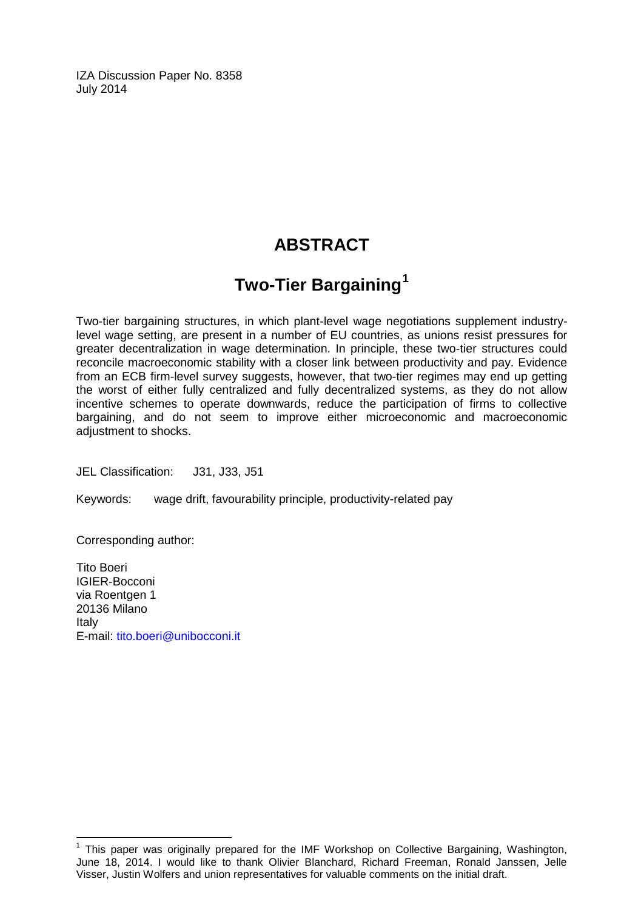IZA Discussion Paper No. 8358
July 2014

# ABSTRACT

## Two-Tier Bargaining[1]

Two-tier bargaining structures, in which plant-level wage negotiations supplement industry-level wage setting, are present in a number of EU countries, as unions resist pressures for greater decentralization in wage determination. In principle, these two-tier structures could reconcile macroeconomic stability with a closer link between productivity and pay. Evidence from an ECB firm-level survey suggests, however, that two-tier regimes may end up getting the worst of either fully centralized and fully decentralized systems, as they do not allow incentive schemes to operate downwards, reduce the participation of firms to collective bargaining, and do not seem to improve either microeconomic and macroeconomic adjustment to shocks.

JEL Classification: J31, J33, J51

Keywords: wage drift, favourability principle, productivity-related pay

Corresponding author:

Tito Boeri
IGIER-Bocconi
via Roentgen 1
20136 Milano
Italy
E-mail: tito.boeri@unibocconi.it

[1] This paper was originally prepared for the IMF Workshop on Collective Bargaining, Washington, June 18, 2014. I would like to thank Olivier Blanchard, Richard Freeman, Ronald Janssen, Jelle Visser, Justin Wolfers and union representatives for valuable comments on the initial draft.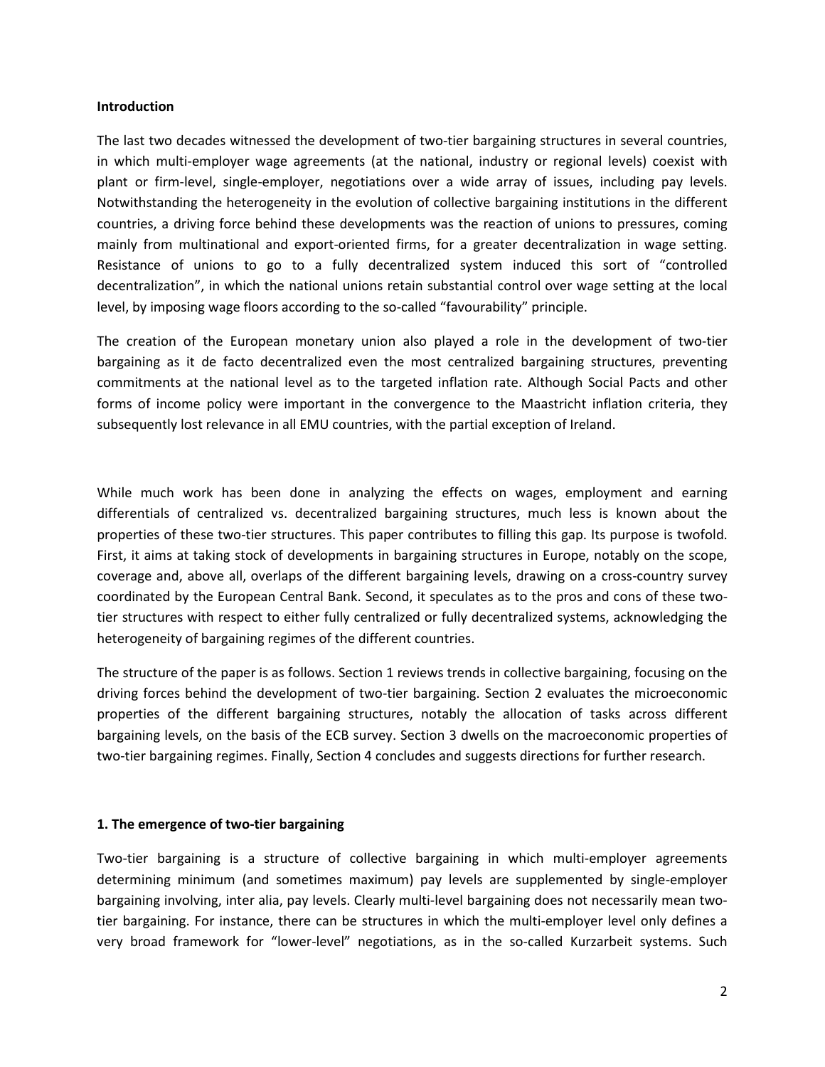**Introduction**

The last two decades witnessed the development of two-tier bargaining structures in several countries, in which multi-employer wage agreements (at the national, industry or regional levels) coexist with plant or firm-level, single-employer, negotiations over a wide array of issues, including pay levels. Notwithstanding the heterogeneity in the evolution of collective bargaining institutions in the different countries, a driving force behind these developments was the reaction of unions to pressures, coming mainly from multinational and export-oriented firms, for a greater decentralization in wage setting. Resistance of unions to go to a fully decentralized system induced this sort of "controlled decentralization", in which the national unions retain substantial control over wage setting at the local level, by imposing wage floors according to the so-called "favourability" principle.

The creation of the European monetary union also played a role in the development of two-tier bargaining as it de facto decentralized even the most centralized bargaining structures, preventing commitments at the national level as to the targeted inflation rate. Although Social Pacts and other forms of income policy were important in the convergence to the Maastricht inflation criteria, they subsequently lost relevance in all EMU countries, with the partial exception of Ireland.

While much work has been done in analyzing the effects on wages, employment and earning differentials of centralized vs. decentralized bargaining structures, much less is known about the properties of these two-tier structures. This paper contributes to filling this gap. Its purpose is twofold. First, it aims at taking stock of developments in bargaining structures in Europe, notably on the scope, coverage and, above all, overlaps of the different bargaining levels, drawing on a cross-country survey coordinated by the European Central Bank. Second, it speculates as to the pros and cons of these two-tier structures with respect to either fully centralized or fully decentralized systems, acknowledging the heterogeneity of bargaining regimes of the different countries.

The structure of the paper is as follows. Section 1 reviews trends in collective bargaining, focusing on the driving forces behind the development of two-tier bargaining. Section 2 evaluates the microeconomic properties of the different bargaining structures, notably the allocation of tasks across different bargaining levels, on the basis of the ECB survey. Section 3 dwells on the macroeconomic properties of two-tier bargaining regimes. Finally, Section 4 concludes and suggests directions for further research.

## 1. The emergence of two-tier bargaining

Two-tier bargaining is a structure of collective bargaining in which multi-employer agreements determining minimum (and sometimes maximum) pay levels are supplemented by single-employer bargaining involving, inter alia, pay levels. Clearly multi-level bargaining does not necessarily mean two-tier bargaining. For instance, there can be structures in which the multi-employer level only defines a very broad framework for "lower-level" negotiations, as in the so-called Kurzarbeit systems. Such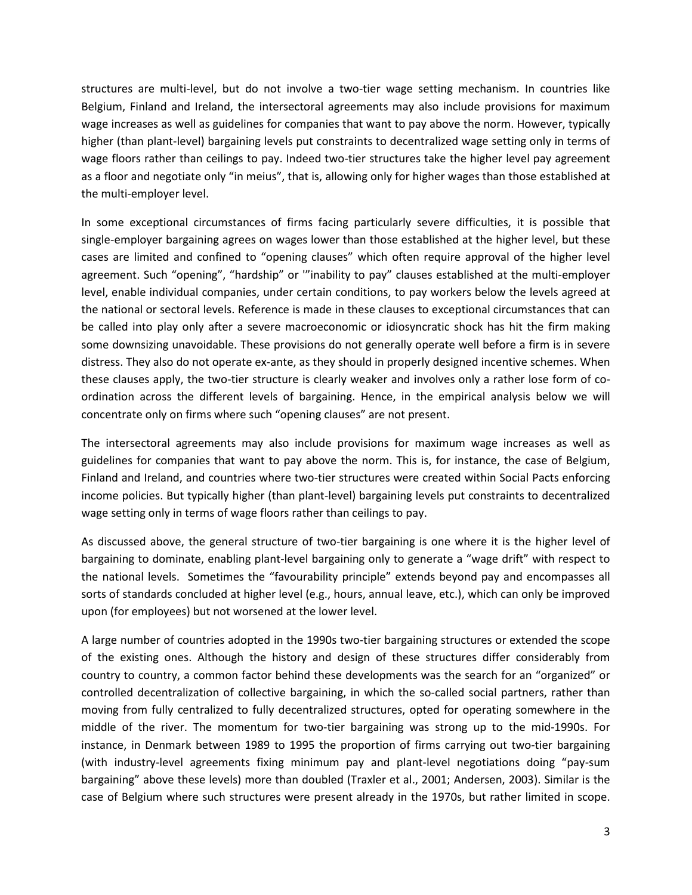structures are multi-level, but do not involve a two-tier wage setting mechanism. In countries like Belgium, Finland and Ireland, the intersectoral agreements may also include provisions for maximum wage increases as well as guidelines for companies that want to pay above the norm. However, typically higher (than plant-level) bargaining levels put constraints to decentralized wage setting only in terms of wage floors rather than ceilings to pay. Indeed two-tier structures take the higher level pay agreement as a floor and negotiate only "in meius", that is, allowing only for higher wages than those established at the multi-employer level.

In some exceptional circumstances of firms facing particularly severe difficulties, it is possible that single-employer bargaining agrees on wages lower than those established at the higher level, but these cases are limited and confined to "opening clauses" which often require approval of the higher level agreement. Such "opening", "hardship" or '"inability to pay" clauses established at the multi-employer level, enable individual companies, under certain conditions, to pay workers below the levels agreed at the national or sectoral levels. Reference is made in these clauses to exceptional circumstances that can be called into play only after a severe macroeconomic or idiosyncratic shock has hit the firm making some downsizing unavoidable. These provisions do not generally operate well before a firm is in severe distress. They also do not operate ex-ante, as they should in properly designed incentive schemes. When these clauses apply, the two-tier structure is clearly weaker and involves only a rather lose form of co-ordination across the different levels of bargaining. Hence, in the empirical analysis below we will concentrate only on firms where such "opening clauses" are not present.

The intersectoral agreements may also include provisions for maximum wage increases as well as guidelines for companies that want to pay above the norm. This is, for instance, the case of Belgium, Finland and Ireland, and countries where two-tier structures were created within Social Pacts enforcing income policies. But typically higher (than plant-level) bargaining levels put constraints to decentralized wage setting only in terms of wage floors rather than ceilings to pay.

As discussed above, the general structure of two-tier bargaining is one where it is the higher level of bargaining to dominate, enabling plant-level bargaining only to generate a "wage drift" with respect to the national levels. Sometimes the "favourability principle" extends beyond pay and encompasses all sorts of standards concluded at higher level (e.g., hours, annual leave, etc.), which can only be improved upon (for employees) but not worsened at the lower level.

A large number of countries adopted in the 1990s two-tier bargaining structures or extended the scope of the existing ones. Although the history and design of these structures differ considerably from country to country, a common factor behind these developments was the search for an "organized" or controlled decentralization of collective bargaining, in which the so-called social partners, rather than moving from fully centralized to fully decentralized structures, opted for operating somewhere in the middle of the river. The momentum for two-tier bargaining was strong up to the mid-1990s. For instance, in Denmark between 1989 to 1995 the proportion of firms carrying out two-tier bargaining (with industry-level agreements fixing minimum pay and plant-level negotiations doing "pay-sum bargaining" above these levels) more than doubled (Traxler et al., 2001; Andersen, 2003). Similar is the case of Belgium where such structures were present already in the 1970s, but rather limited in scope.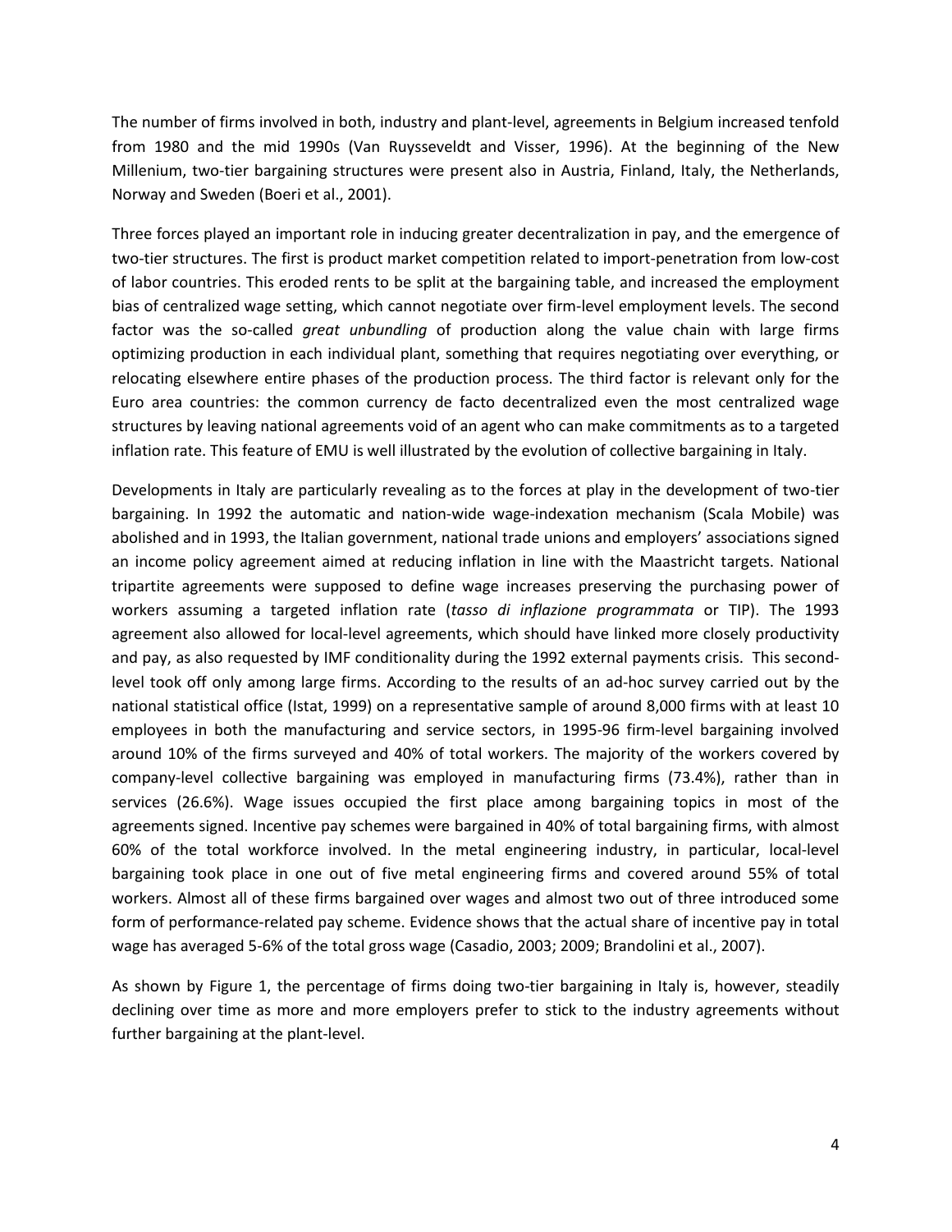The number of firms involved in both, industry and plant-level, agreements in Belgium increased tenfold from 1980 and the mid 1990s (Van Ruysseveldt and Visser, 1996). At the beginning of the New Millenium, two-tier bargaining structures were present also in Austria, Finland, Italy, the Netherlands, Norway and Sweden (Boeri et al., 2001).

Three forces played an important role in inducing greater decentralization in pay, and the emergence of two-tier structures. The first is product market competition related to import-penetration from low-cost of labor countries. This eroded rents to be split at the bargaining table, and increased the employment bias of centralized wage setting, which cannot negotiate over firm-level employment levels. The second factor was the so-called *great unbundling* of production along the value chain with large firms optimizing production in each individual plant, something that requires negotiating over everything, or relocating elsewhere entire phases of the production process. The third factor is relevant only for the Euro area countries: the common currency de facto decentralized even the most centralized wage structures by leaving national agreements void of an agent who can make commitments as to a targeted inflation rate. This feature of EMU is well illustrated by the evolution of collective bargaining in Italy.

Developments in Italy are particularly revealing as to the forces at play in the development of two-tier bargaining. In 1992 the automatic and nation-wide wage-indexation mechanism (Scala Mobile) was abolished and in 1993, the Italian government, national trade unions and employers' associations signed an income policy agreement aimed at reducing inflation in line with the Maastricht targets. National tripartite agreements were supposed to define wage increases preserving the purchasing power of workers assuming a targeted inflation rate (*tasso di inflazione programmata* or TIP). The 1993 agreement also allowed for local-level agreements, which should have linked more closely productivity and pay, as also requested by IMF conditionality during the 1992 external payments crisis. This second-level took off only among large firms. According to the results of an ad-hoc survey carried out by the national statistical office (Istat, 1999) on a representative sample of around 8,000 firms with at least 10 employees in both the manufacturing and service sectors, in 1995-96 firm-level bargaining involved around 10% of the firms surveyed and 40% of total workers. The majority of the workers covered by company-level collective bargaining was employed in manufacturing firms (73.4%), rather than in services (26.6%). Wage issues occupied the first place among bargaining topics in most of the agreements signed. Incentive pay schemes were bargained in 40% of total bargaining firms, with almost 60% of the total workforce involved. In the metal engineering industry, in particular, local-level bargaining took place in one out of five metal engineering firms and covered around 55% of total workers. Almost all of these firms bargained over wages and almost two out of three introduced some form of performance-related pay scheme. Evidence shows that the actual share of incentive pay in total wage has averaged 5-6% of the total gross wage (Casadio, 2003; 2009; Brandolini et al., 2007).

As shown by Figure 1, the percentage of firms doing two-tier bargaining in Italy is, however, steadily declining over time as more and more employers prefer to stick to the industry agreements without further bargaining at the plant-level.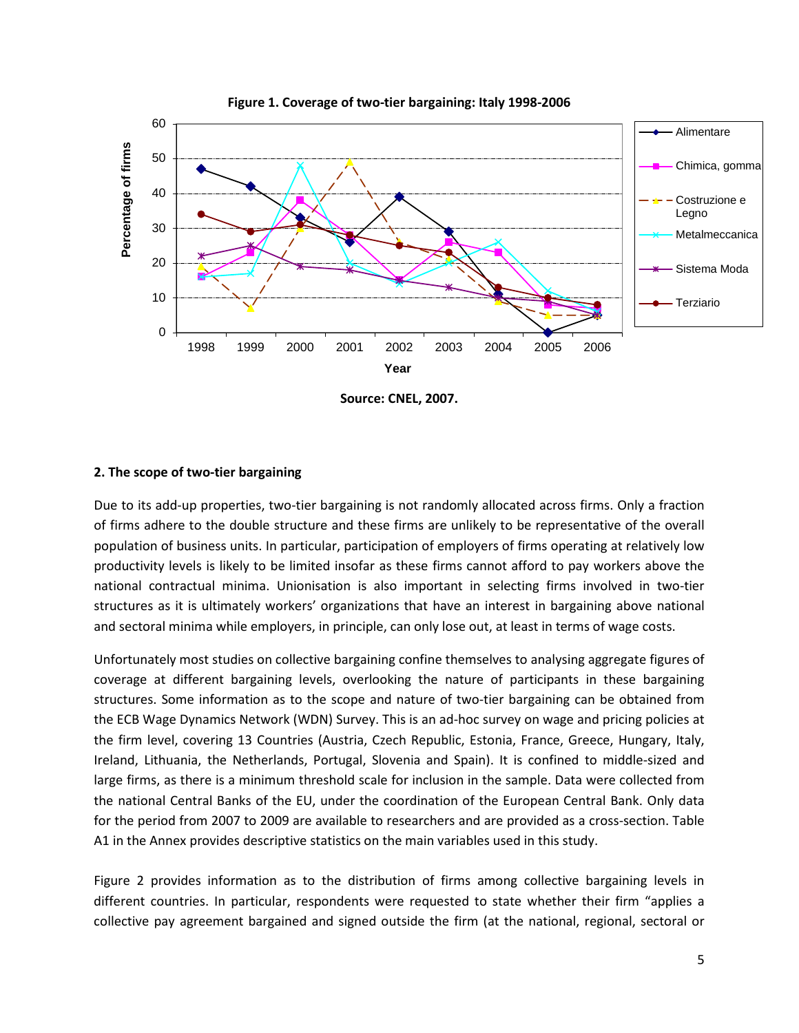**Figure 1. Coverage of two-tier bargaining: Italy 1998-2006**

Source: CNEL, 2007.

## 2. The scope of two-tier bargaining

Due to its add-up properties, two-tier bargaining is not randomly allocated across firms. Only a fraction of firms adhere to the double structure and these firms are unlikely to be representative of the overall population of business units. In particular, participation of employers of firms operating at relatively low productivity levels is likely to be limited insofar as these firms cannot afford to pay workers above the national contractual minima. Unionisation is also important in selecting firms involved in two-tier structures as it is ultimately workers' organizations that have an interest in bargaining above national and sectoral minima while employers, in principle, can only lose out, at least in terms of wage costs.

Unfortunately most studies on collective bargaining confine themselves to analysing aggregate figures of coverage at different bargaining levels, overlooking the nature of participants in these bargaining structures. Some information as to the scope and nature of two-tier bargaining can be obtained from the ECB Wage Dynamics Network (WDN) Survey. This is an ad-hoc survey on wage and pricing policies at the firm level, covering 13 Countries (Austria, Czech Republic, Estonia, France, Greece, Hungary, Italy, Ireland, Lithuania, the Netherlands, Portugal, Slovenia and Spain). It is confined to middle-sized and large firms, as there is a minimum threshold scale for inclusion in the sample. Data were collected from the national Central Banks of the EU, under the coordination of the European Central Bank. Only data for the period from 2007 to 2009 are available to researchers and are provided as a cross-section. Table A1 in the Annex provides descriptive statistics on the main variables used in this study.

Figure 2 provides information as to the distribution of firms among collective bargaining levels in different countries. In particular, respondents were requested to state whether their firm "applies a collective pay agreement bargained and signed outside the firm (at the national, regional, sectoral or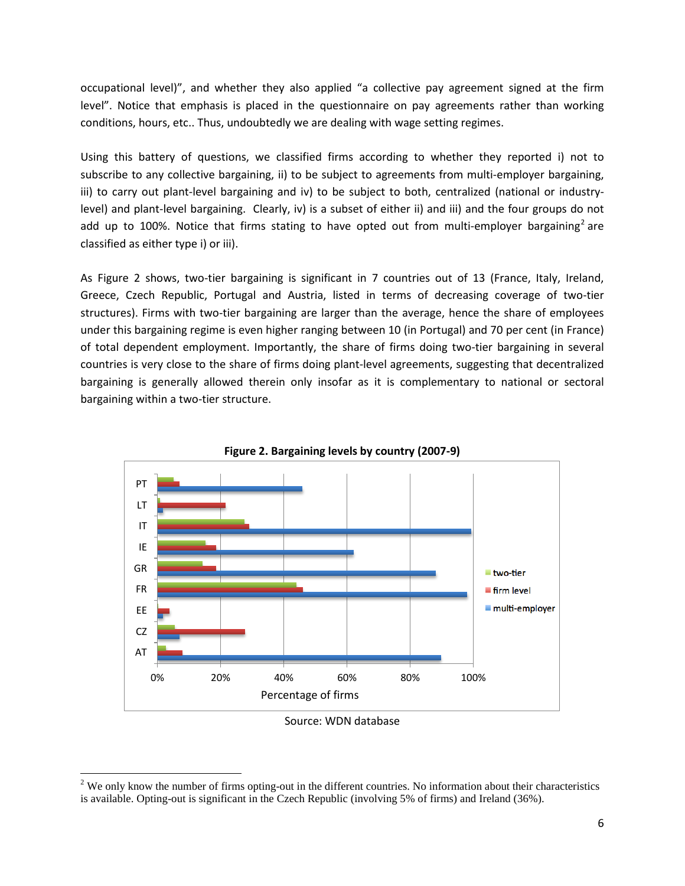occupational level)", and whether they also applied "a collective pay agreement signed at the firm level". Notice that emphasis is placed in the questionnaire on pay agreements rather than working conditions, hours, etc.. Thus, undoubtedly we are dealing with wage setting regimes.

Using this battery of questions, we classified firms according to whether they reported i) not to subscribe to any collective bargaining, ii) to be subject to agreements from multi-employer bargaining, iii) to carry out plant-level bargaining and iv) to be subject to both, centralized (national or industry-level) and plant-level bargaining. Clearly, iv) is a subset of either ii) and iii) and the four groups do not add up to 100%. Notice that firms stating to have opted out from multi-employer bargaining[2] are classified as either type i) or iii).

As Figure 2 shows, two-tier bargaining is significant in 7 countries out of 13 (France, Italy, Ireland, Greece, Czech Republic, Portugal and Austria, listed in terms of decreasing coverage of two-tier structures). Firms with two-tier bargaining are larger than the average, hence the share of employees under this bargaining regime is even higher ranging between 10 (in Portugal) and 70 per cent (in France) of total dependent employment. Importantly, the share of firms doing two-tier bargaining in several countries is very close to the share of firms doing plant-level agreements, suggesting that decentralized bargaining is generally allowed therein only insofar as it is complementary to national or sectoral bargaining within a two-tier structure.

**Figure 2. Bargaining levels by country (2007-9)**

Source: WDN database

---

[2] We only know the number of firms opting-out in the different countries. No information about their characteristics is available. Opting-out is significant in the Czech Republic (involving 5% of firms) and Ireland (36%).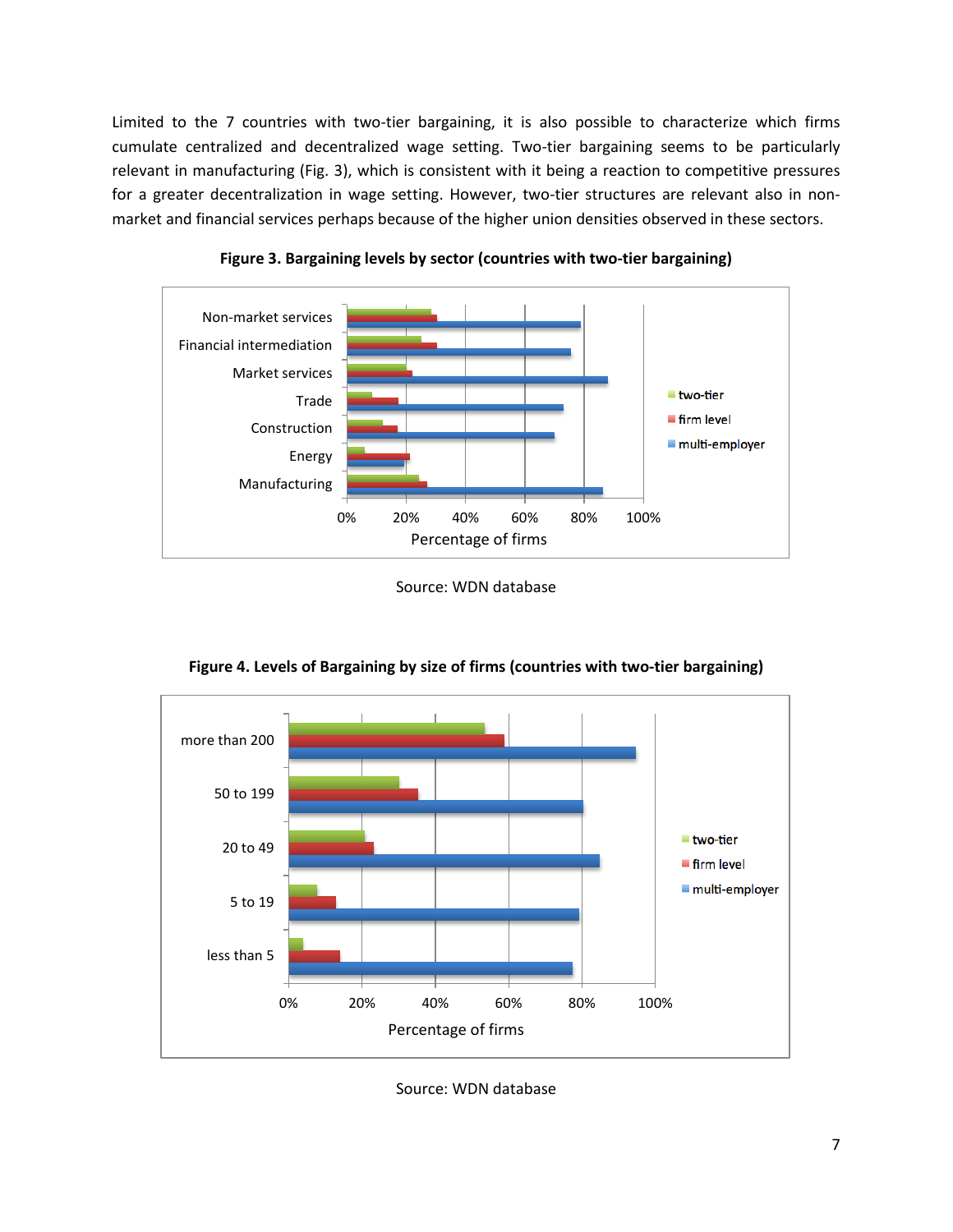Limited to the 7 countries with two-tier bargaining, it is also possible to characterize which firms cumulate centralized and decentralized wage setting. Two-tier bargaining seems to be particularly relevant in manufacturing (Fig. 3), which is consistent with it being a reaction to competitive pressures for a greater decentralization in wage setting. However, two-tier structures are relevant also in non-market and financial services perhaps because of the higher union densities observed in these sectors.

**Figure 3. Bargaining levels by sector (countries with two-tier bargaining)**

Source: WDN database

**Figure 4. Levels of Bargaining by size of firms (countries with two-tier bargaining)**

Source: WDN database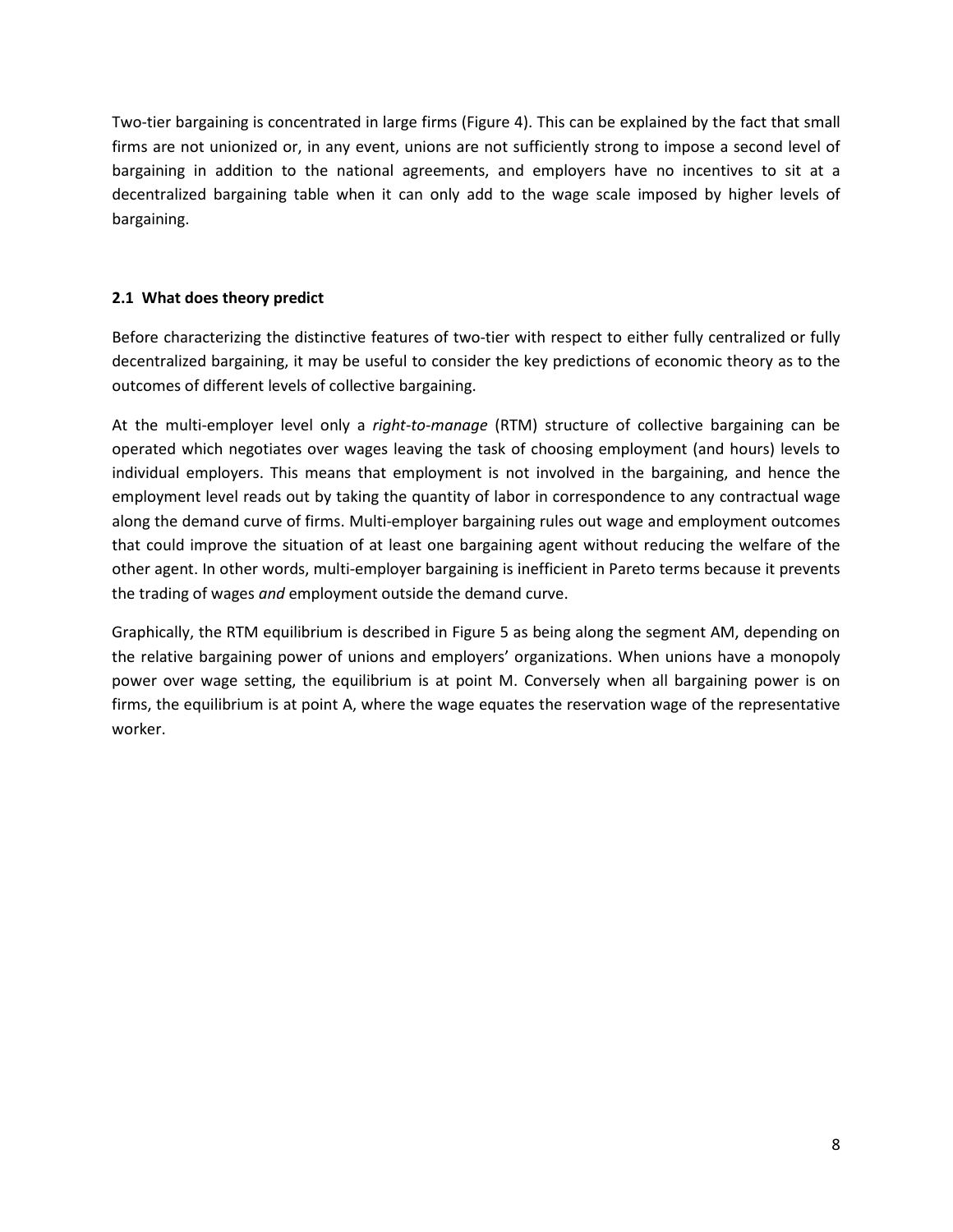Two-tier bargaining is concentrated in large firms (Figure 4). This can be explained by the fact that small firms are not unionized or, in any event, unions are not sufficiently strong to impose a second level of bargaining in addition to the national agreements, and employers have no incentives to sit at a decentralized bargaining table when it can only add to the wage scale imposed by higher levels of bargaining.

### 2.1 What does theory predict

Before characterizing the distinctive features of two-tier with respect to either fully centralized or fully decentralized bargaining, it may be useful to consider the key predictions of economic theory as to the outcomes of different levels of collective bargaining.

At the multi-employer level only a *right-to-manage* (RTM) structure of collective bargaining can be operated which negotiates over wages leaving the task of choosing employment (and hours) levels to individual employers. This means that employment is not involved in the bargaining, and hence the employment level reads out by taking the quantity of labor in correspondence to any contractual wage along the demand curve of firms. Multi-employer bargaining rules out wage and employment outcomes that could improve the situation of at least one bargaining agent without reducing the welfare of the other agent. In other words, multi-employer bargaining is inefficient in Pareto terms because it prevents the trading of wages *and* employment outside the demand curve.

Graphically, the RTM equilibrium is described in Figure 5 as being along the segment AM, depending on the relative bargaining power of unions and employers' organizations. When unions have a monopoly power over wage setting, the equilibrium is at point M. Conversely when all bargaining power is on firms, the equilibrium is at point A, where the wage equates the reservation wage of the representative worker.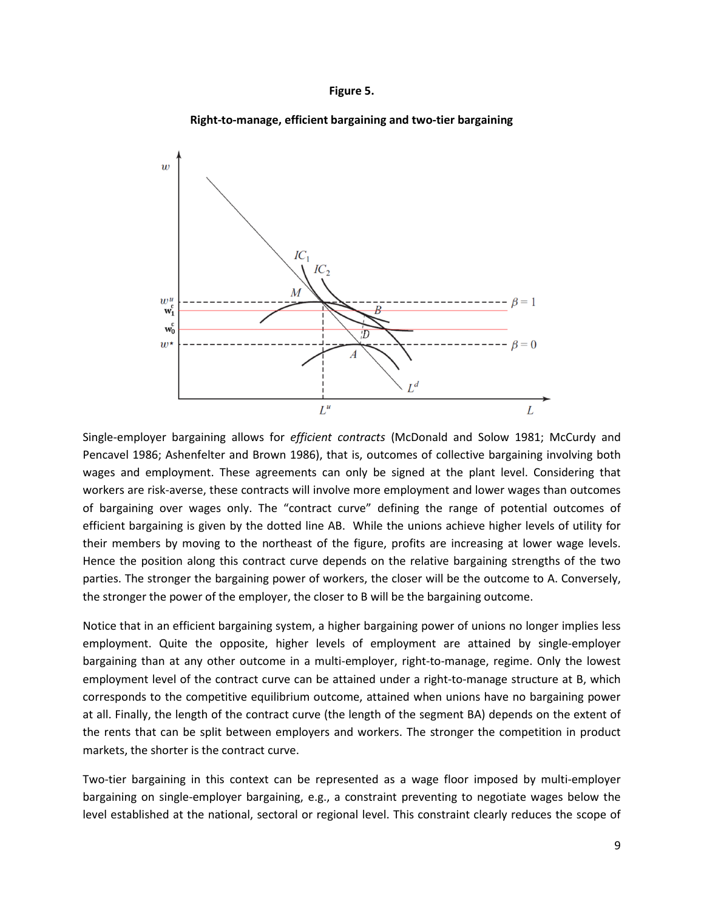**Figure 5.**

**Right-to-manage, efficient bargaining and two-tier bargaining**

Single-employer bargaining allows for *efficient contracts* (McDonald and Solow 1981; McCurdy and Pencavel 1986; Ashenfelter and Brown 1986), that is, outcomes of collective bargaining involving both wages and employment. These agreements can only be signed at the plant level. Considering that workers are risk-averse, these contracts will involve more employment and lower wages than outcomes of bargaining over wages only. The "contract curve" defining the range of potential outcomes of efficient bargaining is given by the dotted line AB. While the unions achieve higher levels of utility for their members by moving to the northeast of the figure, profits are increasing at lower wage levels. Hence the position along this contract curve depends on the relative bargaining strengths of the two parties. The stronger the bargaining power of workers, the closer will be the outcome to A. Conversely, the stronger the power of the employer, the closer to B will be the bargaining outcome.

Notice that in an efficient bargaining system, a higher bargaining power of unions no longer implies less employment. Quite the opposite, higher levels of employment are attained by single-employer bargaining than at any other outcome in a multi-employer, right-to-manage, regime. Only the lowest employment level of the contract curve can be attained under a right-to-manage structure at B, which corresponds to the competitive equilibrium outcome, attained when unions have no bargaining power at all. Finally, the length of the contract curve (the length of the segment BA) depends on the extent of the rents that can be split between employers and workers. The stronger the competition in product markets, the shorter is the contract curve.

Two-tier bargaining in this context can be represented as a wage floor imposed by multi-employer bargaining on single-employer bargaining, e.g., a constraint preventing to negotiate wages below the level established at the national, sectoral or regional level. This constraint clearly reduces the scope of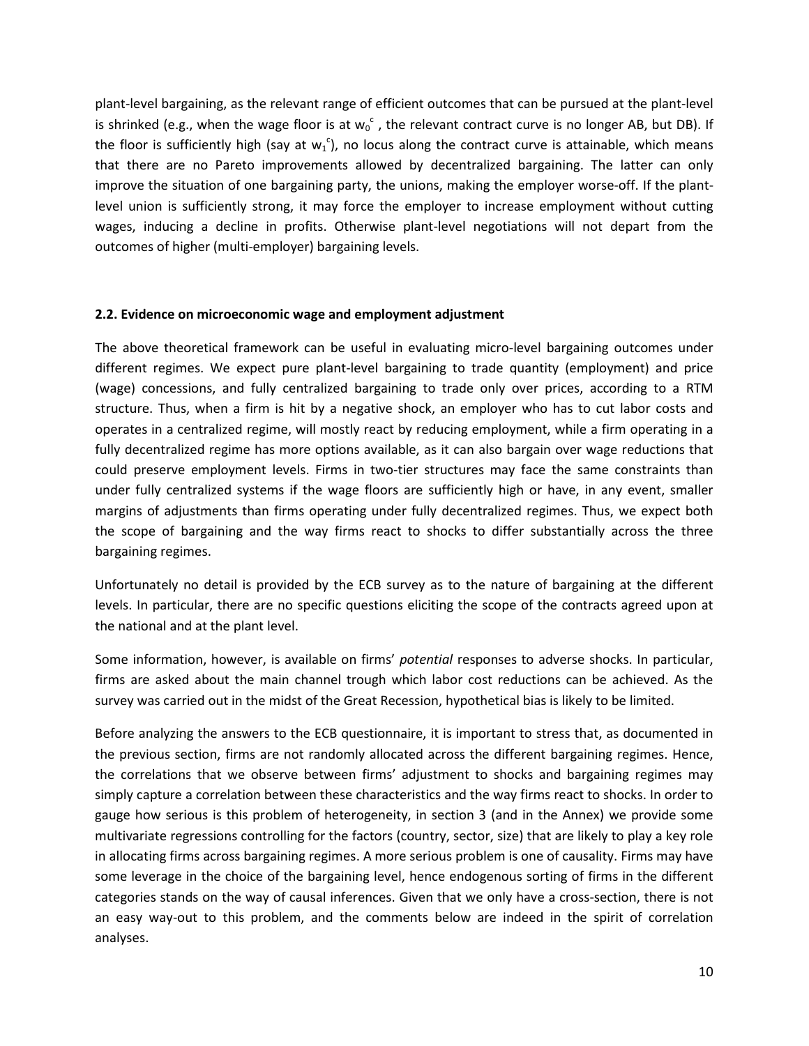plant-level bargaining, as the relevant range of efficient outcomes that can be pursued at the plant-level is shrinked (e.g., when the wage floor is at $w_0^c$ , the relevant contract curve is no longer AB, but DB). If the floor is sufficiently high (say at $w_1^c$), no locus along the contract curve is attainable, which means that there are no Pareto improvements allowed by decentralized bargaining. The latter can only improve the situation of one bargaining party, the unions, making the employer worse-off. If the plant-level union is sufficiently strong, it may force the employer to increase employment without cutting wages, inducing a decline in profits. Otherwise plant-level negotiations will not depart from the outcomes of higher (multi-employer) bargaining levels.

### 2.2. Evidence on microeconomic wage and employment adjustment

The above theoretical framework can be useful in evaluating micro-level bargaining outcomes under different regimes. We expect pure plant-level bargaining to trade quantity (employment) and price (wage) concessions, and fully centralized bargaining to trade only over prices, according to a RTM structure. Thus, when a firm is hit by a negative shock, an employer who has to cut labor costs and operates in a centralized regime, will mostly react by reducing employment, while a firm operating in a fully decentralized regime has more options available, as it can also bargain over wage reductions that could preserve employment levels. Firms in two-tier structures may face the same constraints than under fully centralized systems if the wage floors are sufficiently high or have, in any event, smaller margins of adjustments than firms operating under fully decentralized regimes. Thus, we expect both the scope of bargaining and the way firms react to shocks to differ substantially across the three bargaining regimes.

Unfortunately no detail is provided by the ECB survey as to the nature of bargaining at the different levels. In particular, there are no specific questions eliciting the scope of the contracts agreed upon at the national and at the plant level.

Some information, however, is available on firms' *potential* responses to adverse shocks. In particular, firms are asked about the main channel trough which labor cost reductions can be achieved. As the survey was carried out in the midst of the Great Recession, hypothetical bias is likely to be limited.

Before analyzing the answers to the ECB questionnaire, it is important to stress that, as documented in the previous section, firms are not randomly allocated across the different bargaining regimes. Hence, the correlations that we observe between firms' adjustment to shocks and bargaining regimes may simply capture a correlation between these characteristics and the way firms react to shocks. In order to gauge how serious is this problem of heterogeneity, in section 3 (and in the Annex) we provide some multivariate regressions controlling for the factors (country, sector, size) that are likely to play a key role in allocating firms across bargaining regimes. A more serious problem is one of causality. Firms may have some leverage in the choice of the bargaining level, hence endogenous sorting of firms in the different categories stands on the way of causal inferences. Given that we only have a cross-section, there is not an easy way-out to this problem, and the comments below are indeed in the spirit of correlation analyses.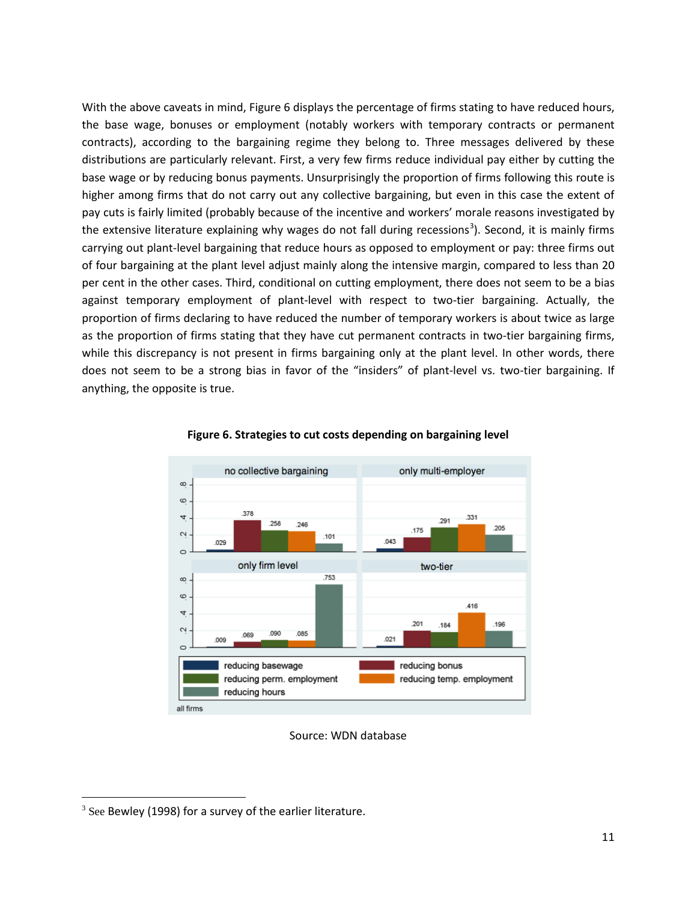With the above caveats in mind, Figure 6 displays the percentage of firms stating to have reduced hours, the base wage, bonuses or employment (notably workers with temporary contracts or permanent contracts), according to the bargaining regime they belong to. Three messages delivered by these distributions are particularly relevant. First, a very few firms reduce individual pay either by cutting the base wage or by reducing bonus payments. Unsurprisingly the proportion of firms following this route is higher among firms that do not carry out any collective bargaining, but even in this case the extent of pay cuts is fairly limited (probably because of the incentive and workers' morale reasons investigated by the extensive literature explaining why wages do not fall during recessions[3]). Second, it is mainly firms carrying out plant-level bargaining that reduce hours as opposed to employment or pay: three firms out of four bargaining at the plant level adjust mainly along the intensive margin, compared to less than 20 per cent in the other cases. Third, conditional on cutting employment, there does not seem to be a bias against temporary employment of plant-level with respect to two-tier bargaining. Actually, the proportion of firms declaring to have reduced the number of temporary workers is about twice as large as the proportion of firms stating that they have cut permanent contracts in two-tier bargaining firms, while this discrepancy is not present in firms bargaining only at the plant level. In other words, there does not seem to be a strong bias in favor of the "insiders" of plant-level vs. two-tier bargaining. If anything, the opposite is true.

**Figure 6. Strategies to cut costs depending on bargaining level**

| | no collective bargaining | only multi-employer | only firm level | two-tier |
|---|---|---|---|---|
| reducing basewage | .029 | .043 | .009 | .021 |
| reducing bonus | .378 | .175 | .069 | .201 |
| reducing perm. employment | .258 | .291 | .090 | .184 |
| reducing temp. employment | .246 | .331 | .085 | .416 |
| reducing hours | .101 | .205 | .753 | .196 |

all firms

Source: WDN database

[3] See Bewley (1998) for a survey of the earlier literature.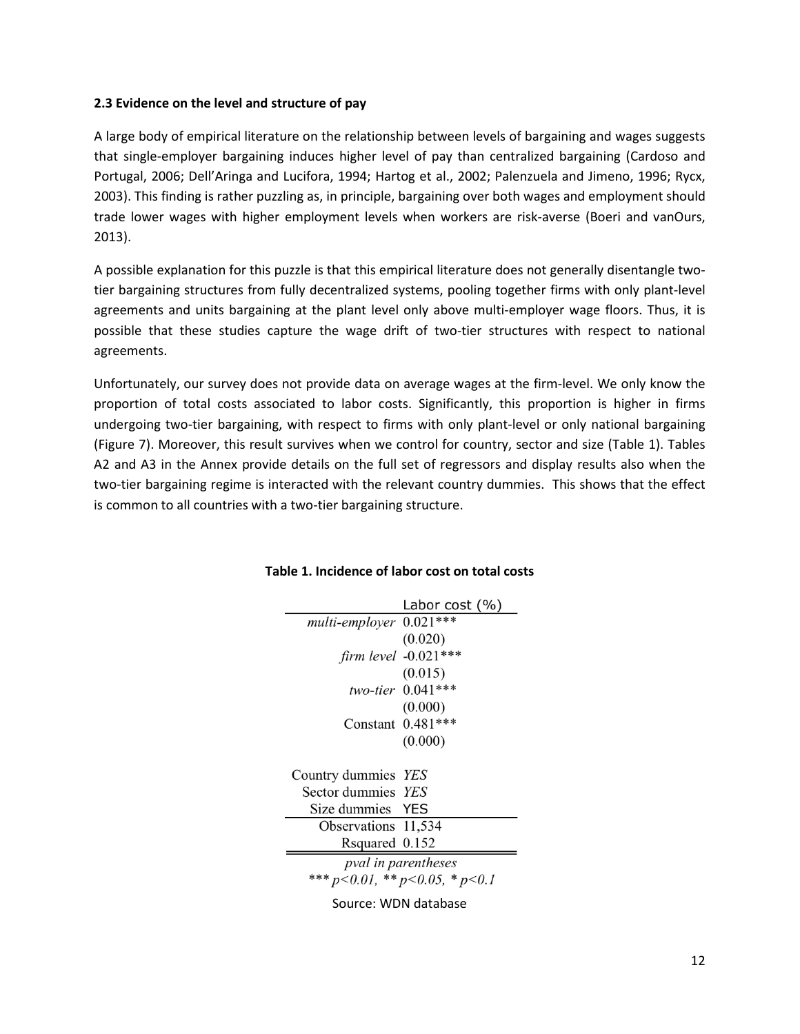### 2.3 Evidence on the level and structure of pay

A large body of empirical literature on the relationship between levels of bargaining and wages suggests that single-employer bargaining induces higher level of pay than centralized bargaining (Cardoso and Portugal, 2006; Dell'Aringa and Lucifora, 1994; Hartog et al., 2002; Palenzuela and Jimeno, 1996; Rycx, 2003). This finding is rather puzzling as, in principle, bargaining over both wages and employment should trade lower wages with higher employment levels when workers are risk-averse (Boeri and vanOurs, 2013).

A possible explanation for this puzzle is that this empirical literature does not generally disentangle two-tier bargaining structures from fully decentralized systems, pooling together firms with only plant-level agreements and units bargaining at the plant level only above multi-employer wage floors. Thus, it is possible that these studies capture the wage drift of two-tier structures with respect to national agreements.

Unfortunately, our survey does not provide data on average wages at the firm-level. We only know the proportion of total costs associated to labor costs. Significantly, this proportion is higher in firms undergoing two-tier bargaining, with respect to firms with only plant-level or only national bargaining (Figure 7). Moreover, this result survives when we control for country, sector and size (Table 1). Tables A2 and A3 in the Annex provide details on the full set of regressors and display results also when the two-tier bargaining regime is interacted with the relevant country dummies. This shows that the effect is common to all countries with a two-tier bargaining structure.

**Table 1. Incidence of labor cost on total costs**

| | Labor cost (%) |
|---|---|
| *multi-employer* | 0.021*** |
| | (0.020) |
| *firm level* | -0.021*** |
| | (0.015) |
| *two-tier* | 0.041*** |
| | (0.000) |
| Constant | 0.481*** |
| | (0.000) |
| Country dummies | *YES* |
| Sector dummies | *YES* |
| Size dummies | YES |
| Observations | 11,534 |
| Rsquared | 0.152 |

*pval in parentheses*
*** $p<0.01$, ** $p<0.05$, * $p<0.1$

Source: WDN database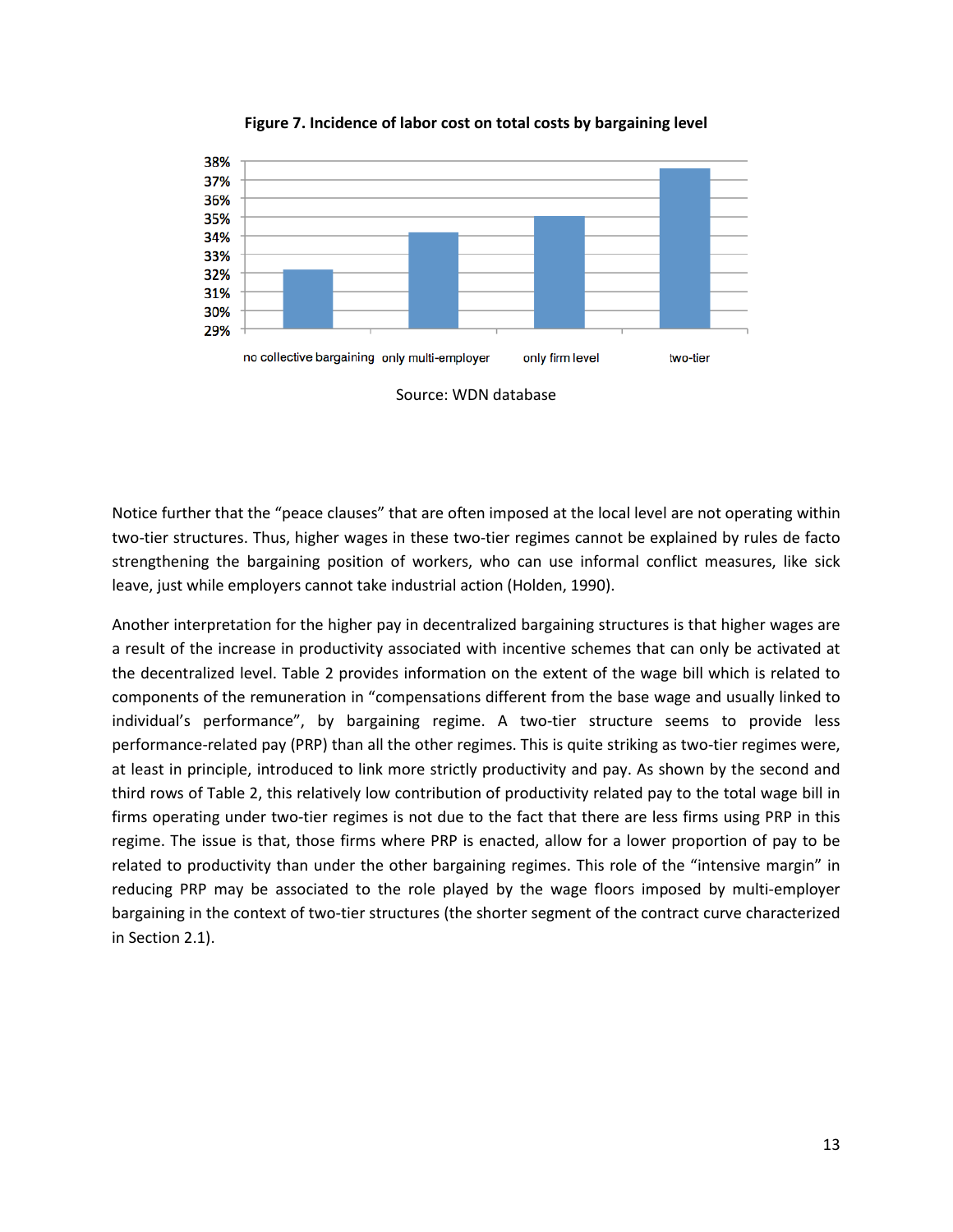**Figure 7. Incidence of labor cost on total costs by bargaining level**

Source: WDN database

Notice further that the "peace clauses" that are often imposed at the local level are not operating within two-tier structures. Thus, higher wages in these two-tier regimes cannot be explained by rules de facto strengthening the bargaining position of workers, who can use informal conflict measures, like sick leave, just while employers cannot take industrial action (Holden, 1990).

Another interpretation for the higher pay in decentralized bargaining structures is that higher wages are a result of the increase in productivity associated with incentive schemes that can only be activated at the decentralized level. Table 2 provides information on the extent of the wage bill which is related to components of the remuneration in "compensations different from the base wage and usually linked to individual's performance", by bargaining regime. A two-tier structure seems to provide less performance-related pay (PRP) than all the other regimes. This is quite striking as two-tier regimes were, at least in principle, introduced to link more strictly productivity and pay. As shown by the second and third rows of Table 2, this relatively low contribution of productivity related pay to the total wage bill in firms operating under two-tier regimes is not due to the fact that there are less firms using PRP in this regime. The issue is that, those firms where PRP is enacted, allow for a lower proportion of pay to be related to productivity than under the other bargaining regimes. This role of the "intensive margin" in reducing PRP may be associated to the role played by the wage floors imposed by multi-employer bargaining in the context of two-tier structures (the shorter segment of the contract curve characterized in Section 2.1).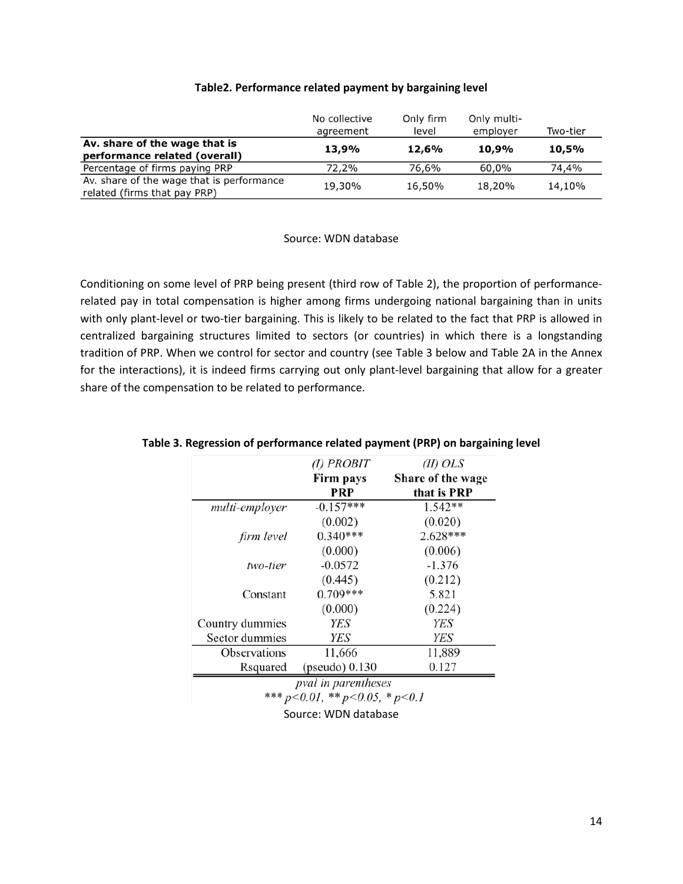**Table2. Performance related payment by bargaining level**

| | No collective agreement | Only firm level | Only multi-employer | Two-tier |
|---|---|---|---|---|
| **Av. share of the wage that is performance related (overall)** | **13,9%** | **12,6%** | **10,9%** | **10,5%** |
| Percentage of firms paying PRP | 72,2% | 76,6% | 60,0% | 74,4% |
| Av. share of the wage that is performance related (firms that pay PRP) | 19,30% | 16,50% | 18,20% | 14,10% |

Source: WDN database

Conditioning on some level of PRP being present (third row of Table 2), the proportion of performance-related pay in total compensation is higher among firms undergoing national bargaining than in units with only plant-level or two-tier bargaining. This is likely to be related to the fact that PRP is allowed in centralized bargaining structures limited to sectors (or countries) in which there is a longstanding tradition of PRP. When we control for sector and country (see Table 3 below and Table 2A in the Annex for the interactions), it is indeed firms carrying out only plant-level bargaining that allow for a greater share of the compensation to be related to performance.

**Table 3. Regression of performance related payment (PRP) on bargaining level**

| | *(I) PROBIT* **Firm pays PRP** | *(II) OLS* **Share of the wage that is PRP** |
|---|---|---|
| *multi-employer* | -0.157*** | 1.542** |
| | (0.002) | (0.020) |
| *firm level* | 0.340*** | 2.628*** |
| | (0.000) | (0.006) |
| *two-tier* | -0.0572 | -1.376 |
| | (0.445) | (0.212) |
| Constant | 0.709*** | 5.821 |
| | (0.000) | (0.224) |
| Country dummies | *YES* | *YES* |
| Sector dummies | *YES* | *YES* |
| Observations | 11,666 | 11,889 |
| Rsquared | (pseudo) 0.130 | 0.127 |

*pval in parentheses*
*** $p<0.01$, ** $p<0.05$, * $p<0.1$

Source: WDN database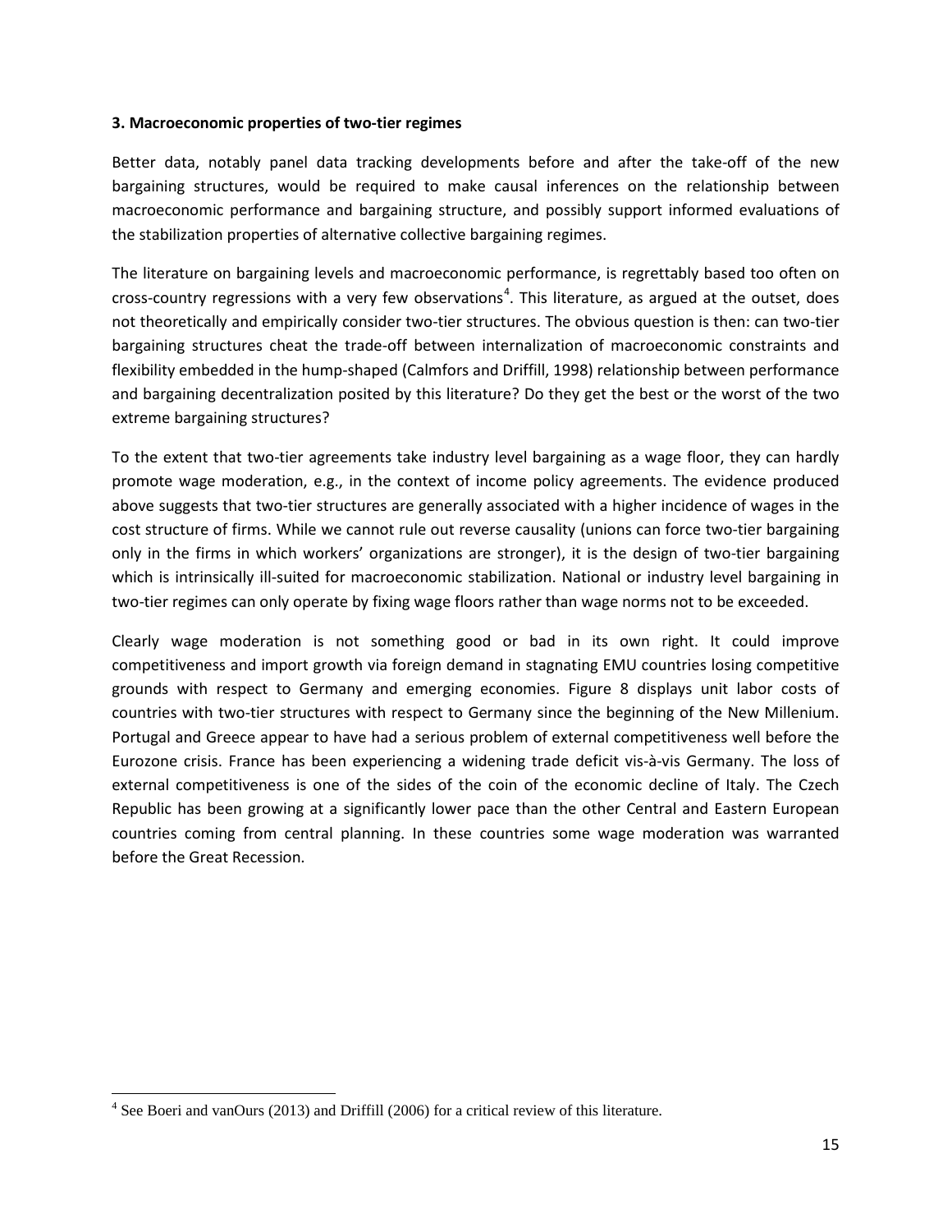### 3. Macroeconomic properties of two-tier regimes

Better data, notably panel data tracking developments before and after the take-off of the new bargaining structures, would be required to make causal inferences on the relationship between macroeconomic performance and bargaining structure, and possibly support informed evaluations of the stabilization properties of alternative collective bargaining regimes.

The literature on bargaining levels and macroeconomic performance, is regrettably based too often on cross-country regressions with a very few observations[4]. This literature, as argued at the outset, does not theoretically and empirically consider two-tier structures. The obvious question is then: can two-tier bargaining structures cheat the trade-off between internalization of macroeconomic constraints and flexibility embedded in the hump-shaped (Calmfors and Driffill, 1998) relationship between performance and bargaining decentralization posited by this literature? Do they get the best or the worst of the two extreme bargaining structures?

To the extent that two-tier agreements take industry level bargaining as a wage floor, they can hardly promote wage moderation, e.g., in the context of income policy agreements. The evidence produced above suggests that two-tier structures are generally associated with a higher incidence of wages in the cost structure of firms. While we cannot rule out reverse causality (unions can force two-tier bargaining only in the firms in which workers' organizations are stronger), it is the design of two-tier bargaining which is intrinsically ill-suited for macroeconomic stabilization. National or industry level bargaining in two-tier regimes can only operate by fixing wage floors rather than wage norms not to be exceeded.

Clearly wage moderation is not something good or bad in its own right. It could improve competitiveness and import growth via foreign demand in stagnating EMU countries losing competitive grounds with respect to Germany and emerging economies. Figure 8 displays unit labor costs of countries with two-tier structures with respect to Germany since the beginning of the New Millenium. Portugal and Greece appear to have had a serious problem of external competitiveness well before the Eurozone crisis. France has been experiencing a widening trade deficit vis-à-vis Germany. The loss of external competitiveness is one of the sides of the coin of the economic decline of Italy. The Czech Republic has been growing at a significantly lower pace than the other Central and Eastern European countries coming from central planning. In these countries some wage moderation was warranted before the Great Recession.

[4] See Boeri and vanOurs (2013) and Driffill (2006) for a critical review of this literature.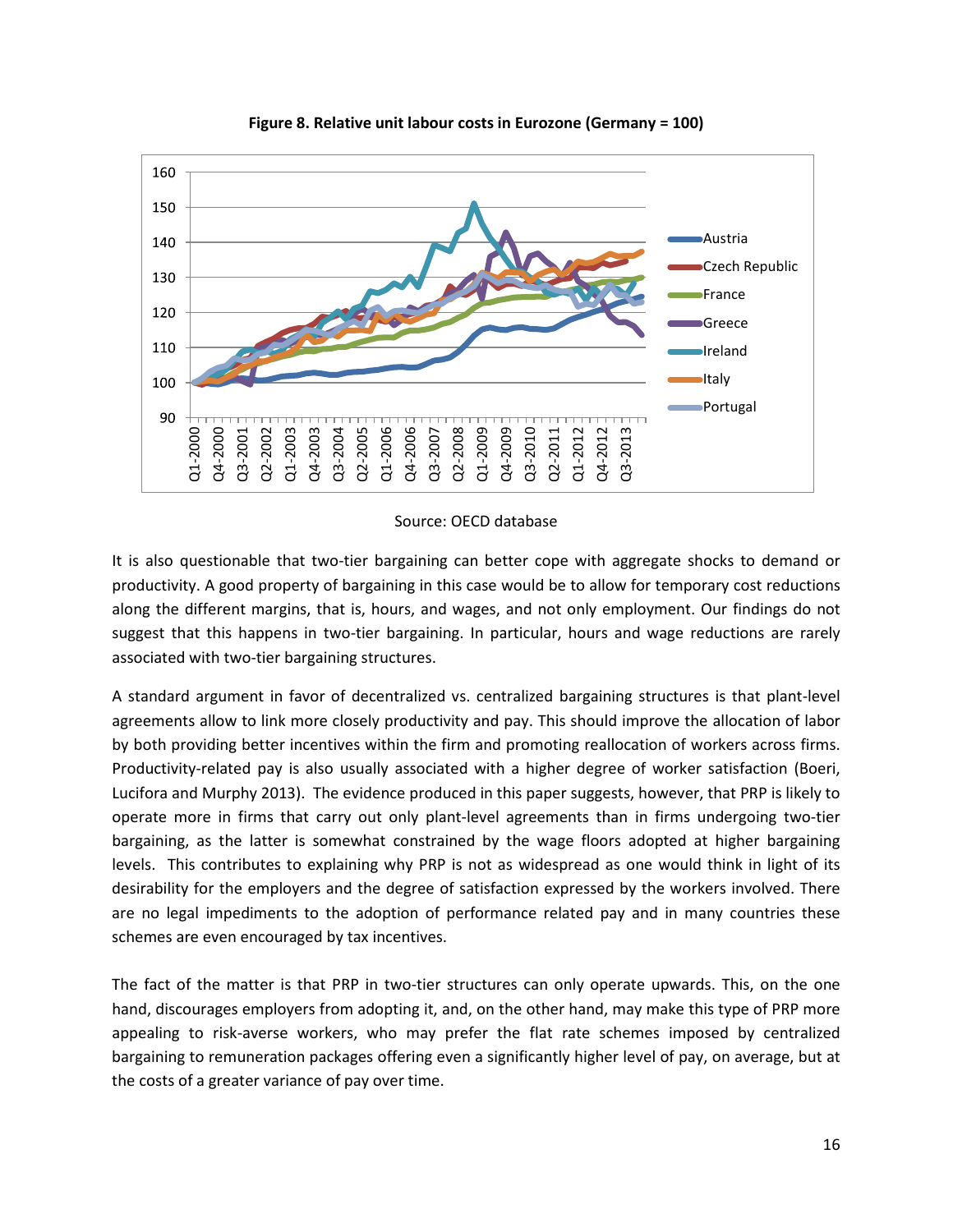**Figure 8. Relative unit labour costs in Eurozone (Germany = 100)**

Source: OECD database

It is also questionable that two-tier bargaining can better cope with aggregate shocks to demand or productivity. A good property of bargaining in this case would be to allow for temporary cost reductions along the different margins, that is, hours, and wages, and not only employment. Our findings do not suggest that this happens in two-tier bargaining. In particular, hours and wage reductions are rarely associated with two-tier bargaining structures.

A standard argument in favor of decentralized vs. centralized bargaining structures is that plant-level agreements allow to link more closely productivity and pay. This should improve the allocation of labor by both providing better incentives within the firm and promoting reallocation of workers across firms. Productivity-related pay is also usually associated with a higher degree of worker satisfaction (Boeri, Lucifora and Murphy 2013). The evidence produced in this paper suggests, however, that PRP is likely to operate more in firms that carry out only plant-level agreements than in firms undergoing two-tier bargaining, as the latter is somewhat constrained by the wage floors adopted at higher bargaining levels. This contributes to explaining why PRP is not as widespread as one would think in light of its desirability for the employers and the degree of satisfaction expressed by the workers involved. There are no legal impediments to the adoption of performance related pay and in many countries these schemes are even encouraged by tax incentives.

The fact of the matter is that PRP in two-tier structures can only operate upwards. This, on the one hand, discourages employers from adopting it, and, on the other hand, may make this type of PRP more appealing to risk-averse workers, who may prefer the flat rate schemes imposed by centralized bargaining to remuneration packages offering even a significantly higher level of pay, on average, but at the costs of a greater variance of pay over time.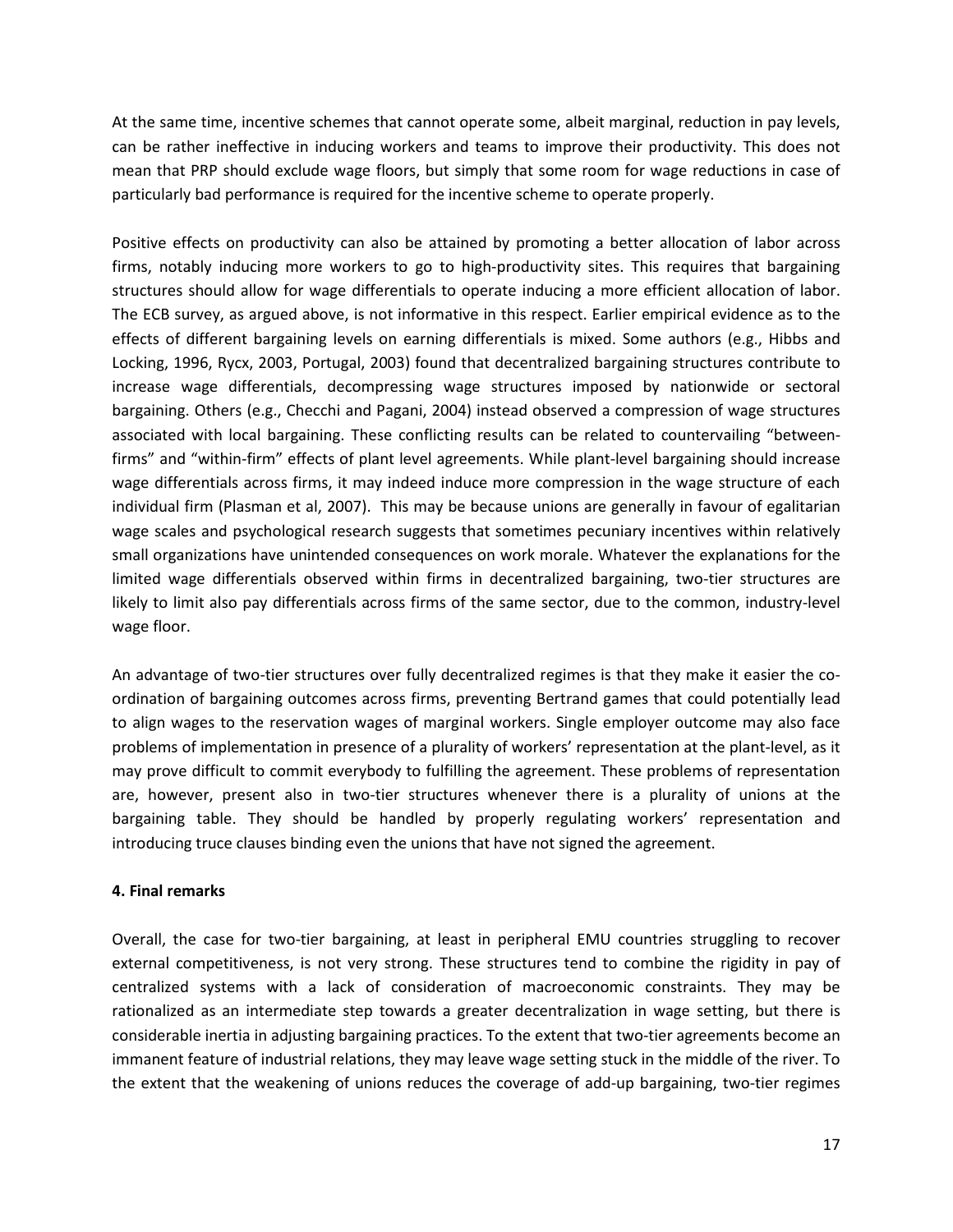At the same time, incentive schemes that cannot operate some, albeit marginal, reduction in pay levels, can be rather ineffective in inducing workers and teams to improve their productivity. This does not mean that PRP should exclude wage floors, but simply that some room for wage reductions in case of particularly bad performance is required for the incentive scheme to operate properly.

Positive effects on productivity can also be attained by promoting a better allocation of labor across firms, notably inducing more workers to go to high-productivity sites. This requires that bargaining structures should allow for wage differentials to operate inducing a more efficient allocation of labor. The ECB survey, as argued above, is not informative in this respect. Earlier empirical evidence as to the effects of different bargaining levels on earning differentials is mixed. Some authors (e.g., Hibbs and Locking, 1996, Rycx, 2003, Portugal, 2003) found that decentralized bargaining structures contribute to increase wage differentials, decompressing wage structures imposed by nationwide or sectoral bargaining. Others (e.g., Checchi and Pagani, 2004) instead observed a compression of wage structures associated with local bargaining. These conflicting results can be related to countervailing "between-firms" and "within-firm" effects of plant level agreements. While plant-level bargaining should increase wage differentials across firms, it may indeed induce more compression in the wage structure of each individual firm (Plasman et al, 2007). This may be because unions are generally in favour of egalitarian wage scales and psychological research suggests that sometimes pecuniary incentives within relatively small organizations have unintended consequences on work morale. Whatever the explanations for the limited wage differentials observed within firms in decentralized bargaining, two-tier structures are likely to limit also pay differentials across firms of the same sector, due to the common, industry-level wage floor.

An advantage of two-tier structures over fully decentralized regimes is that they make it easier the co-ordination of bargaining outcomes across firms, preventing Bertrand games that could potentially lead to align wages to the reservation wages of marginal workers. Single employer outcome may also face problems of implementation in presence of a plurality of workers' representation at the plant-level, as it may prove difficult to commit everybody to fulfilling the agreement. These problems of representation are, however, present also in two-tier structures whenever there is a plurality of unions at the bargaining table. They should be handled by properly regulating workers' representation and introducing truce clauses binding even the unions that have not signed the agreement.

## 4. Final remarks

Overall, the case for two-tier bargaining, at least in peripheral EMU countries struggling to recover external competitiveness, is not very strong. These structures tend to combine the rigidity in pay of centralized systems with a lack of consideration of macroeconomic constraints. They may be rationalized as an intermediate step towards a greater decentralization in wage setting, but there is considerable inertia in adjusting bargaining practices. To the extent that two-tier agreements become an immanent feature of industrial relations, they may leave wage setting stuck in the middle of the river. To the extent that the weakening of unions reduces the coverage of add-up bargaining, two-tier regimes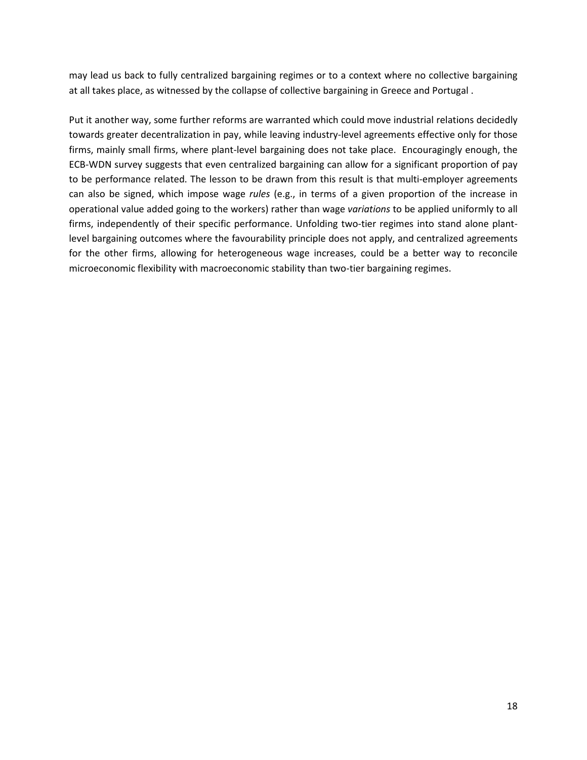may lead us back to fully centralized bargaining regimes or to a context where no collective bargaining at all takes place, as witnessed by the collapse of collective bargaining in Greece and Portugal .

Put it another way, some further reforms are warranted which could move industrial relations decidedly towards greater decentralization in pay, while leaving industry-level agreements effective only for those firms, mainly small firms, where plant-level bargaining does not take place. Encouragingly enough, the ECB-WDN survey suggests that even centralized bargaining can allow for a significant proportion of pay to be performance related. The lesson to be drawn from this result is that multi-employer agreements can also be signed, which impose wage *rules* (e.g., in terms of a given proportion of the increase in operational value added going to the workers) rather than wage *variations* to be applied uniformly to all firms, independently of their specific performance. Unfolding two-tier regimes into stand alone plant-level bargaining outcomes where the favourability principle does not apply, and centralized agreements for the other firms, allowing for heterogeneous wage increases, could be a better way to reconcile microeconomic flexibility with macroeconomic stability than two-tier bargaining regimes.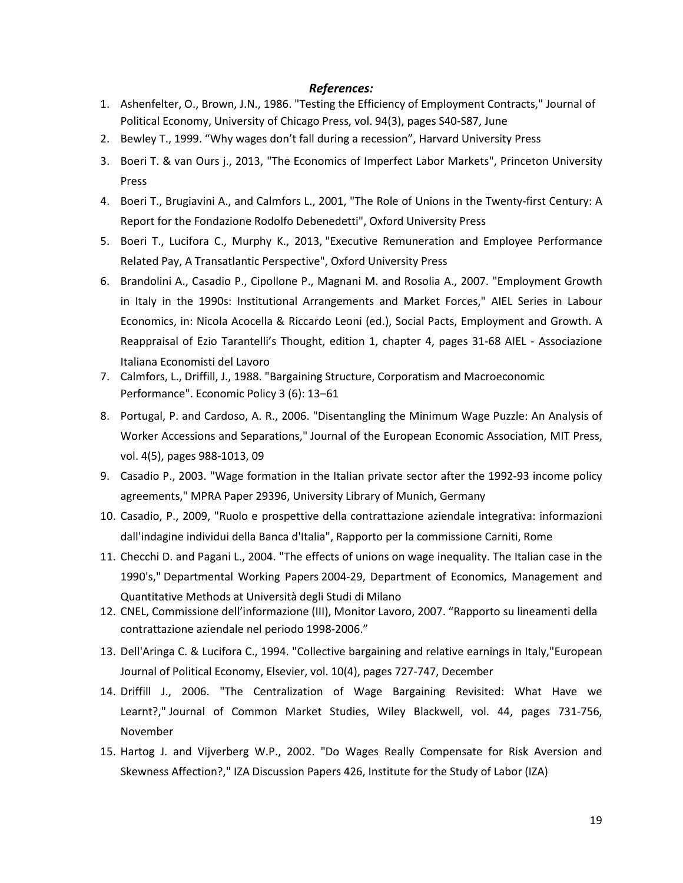***References:***

1. Ashenfelter, O., Brown, J.N., 1986. "Testing the Efficiency of Employment Contracts," Journal of Political Economy, University of Chicago Press, vol. 94(3), pages S40-S87, June
2. Bewley T., 1999. "Why wages don't fall during a recession", Harvard University Press
3. Boeri T. & van Ours j., 2013, "The Economics of Imperfect Labor Markets", Princeton University Press
4. Boeri T., Brugiavini A., and Calmfors L., 2001, "The Role of Unions in the Twenty-first Century: A Report for the Fondazione Rodolfo Debenedetti", Oxford University Press
5. Boeri T., Lucifora C., Murphy K., 2013, "Executive Remuneration and Employee Performance Related Pay, A Transatlantic Perspective", Oxford University Press
6. Brandolini A., Casadio P., Cipollone P., Magnani M. and Rosolia A., 2007. "Employment Growth in Italy in the 1990s: Institutional Arrangements and Market Forces," AIEL Series in Labour Economics, in: Nicola Acocella & Riccardo Leoni (ed.), Social Pacts, Employment and Growth. A Reappraisal of Ezio Tarantelli's Thought, edition 1, chapter 4, pages 31-68 AIEL - Associazione Italiana Economisti del Lavoro
7. Calmfors, L., Driffill, J., 1988. "Bargaining Structure, Corporatism and Macroeconomic Performance". Economic Policy 3 (6): 13–61
8. Portugal, P. and Cardoso, A. R., 2006. "Disentangling the Minimum Wage Puzzle: An Analysis of Worker Accessions and Separations," Journal of the European Economic Association, MIT Press, vol. 4(5), pages 988-1013, 09
9. Casadio P., 2003. "Wage formation in the Italian private sector after the 1992-93 income policy agreements," MPRA Paper 29396, University Library of Munich, Germany
10. Casadio, P., 2009, "Ruolo e prospettive della contrattazione aziendale integrativa: informazioni dall'indagine individui della Banca d'Italia", Rapporto per la commissione Carniti, Rome
11. Checchi D. and Pagani L., 2004. "The effects of unions on wage inequality. The Italian case in the 1990's," Departmental Working Papers 2004-29, Department of Economics, Management and Quantitative Methods at Università degli Studi di Milano
12. CNEL, Commissione dell'informazione (III), Monitor Lavoro, 2007. "Rapporto su lineamenti della contrattazione aziendale nel periodo 1998-2006."
13. Dell'Aringa C. & Lucifora C., 1994. "Collective bargaining and relative earnings in Italy,"European Journal of Political Economy, Elsevier, vol. 10(4), pages 727-747, December
14. Driffill J., 2006. "The Centralization of Wage Bargaining Revisited: What Have we Learnt?," Journal of Common Market Studies, Wiley Blackwell, vol. 44, pages 731-756, November
15. Hartog J. and Vijverberg W.P., 2002. "Do Wages Really Compensate for Risk Aversion and Skewness Affection?," IZA Discussion Papers 426, Institute for the Study of Labor (IZA)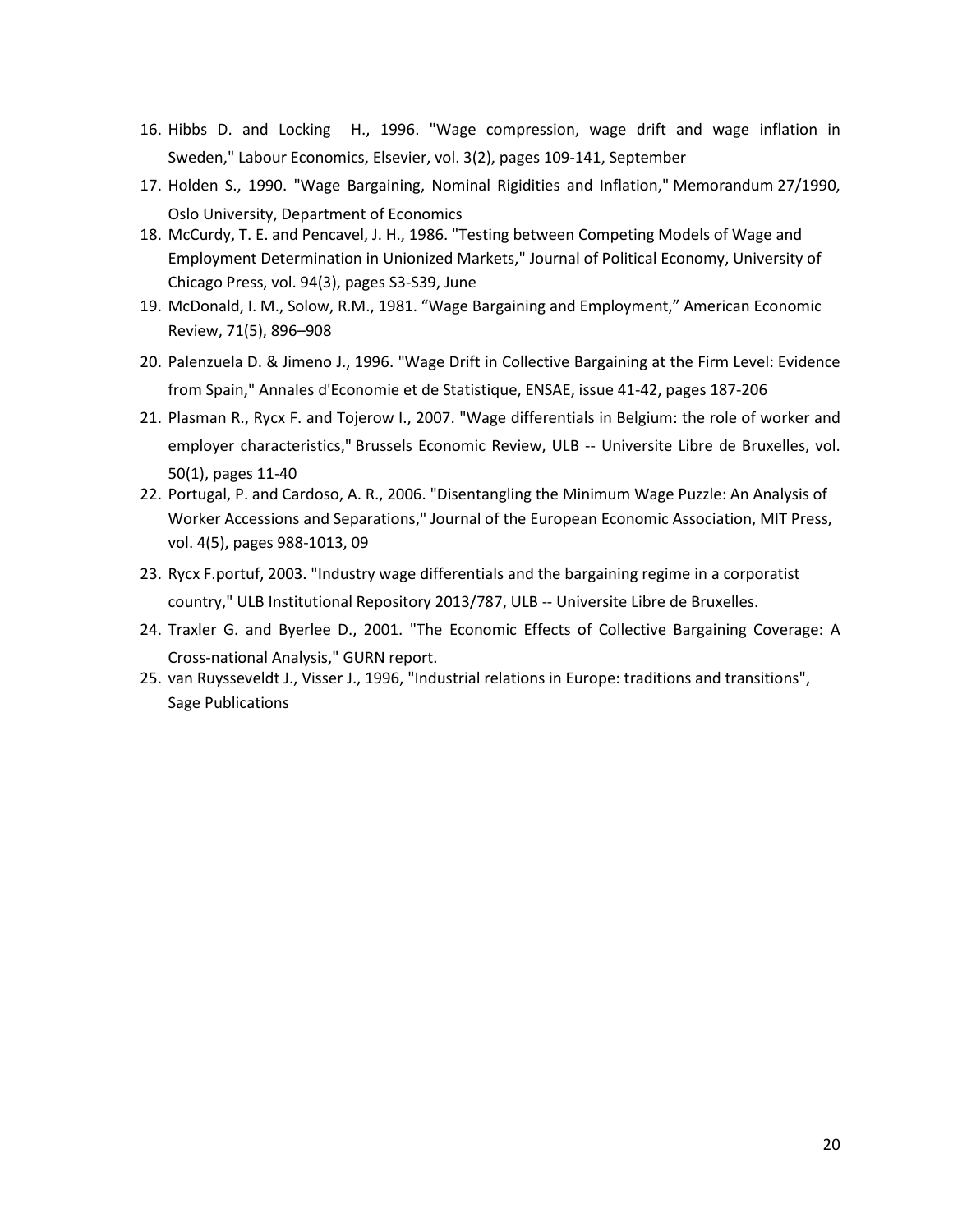16. Hibbs D. and Locking H., 1996. "Wage compression, wage drift and wage inflation in Sweden," Labour Economics, Elsevier, vol. 3(2), pages 109-141, September
17. Holden S., 1990. "Wage Bargaining, Nominal Rigidities and Inflation," Memorandum 27/1990, Oslo University, Department of Economics
18. McCurdy, T. E. and Pencavel, J. H., 1986. "Testing between Competing Models of Wage and Employment Determination in Unionized Markets," Journal of Political Economy, University of Chicago Press, vol. 94(3), pages S3-S39, June
19. McDonald, I. M., Solow, R.M., 1981. "Wage Bargaining and Employment," American Economic Review, 71(5), 896–908
20. Palenzuela D. & Jimeno J., 1996. "Wage Drift in Collective Bargaining at the Firm Level: Evidence from Spain," Annales d'Economie et de Statistique, ENSAE, issue 41-42, pages 187-206
21. Plasman R., Rycx F. and Tojerow I., 2007. "Wage differentials in Belgium: the role of worker and employer characteristics," Brussels Economic Review, ULB -- Universite Libre de Bruxelles, vol. 50(1), pages 11-40
22. Portugal, P. and Cardoso, A. R., 2006. "Disentangling the Minimum Wage Puzzle: An Analysis of Worker Accessions and Separations," Journal of the European Economic Association, MIT Press, vol. 4(5), pages 988-1013, 09
23. Rycx F.portuf, 2003. "Industry wage differentials and the bargaining regime in a corporatist country," ULB Institutional Repository 2013/787, ULB -- Universite Libre de Bruxelles.
24. Traxler G. and Byerlee D., 2001. "The Economic Effects of Collective Bargaining Coverage: A Cross-national Analysis," GURN report.
25. van Ruysseveldt J., Visser J., 1996, "Industrial relations in Europe: traditions and transitions", Sage Publications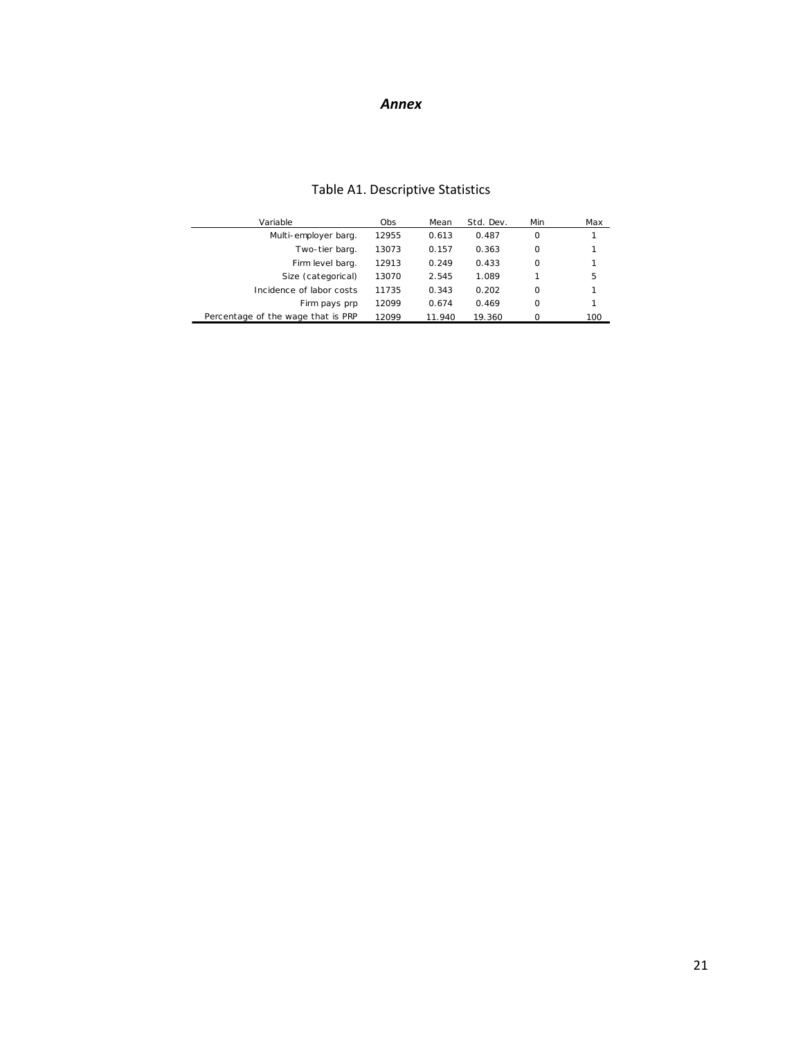# *Annex*

Table A1. Descriptive Statistics

| Variable | Obs | Mean | Std. Dev. | Min | Max |
|---|---|---|---|---|---|
| Multi-employer barg. | 12955 | 0.613 | 0.487 | 0 | 1 |
| Two-tier barg. | 13073 | 0.157 | 0.363 | 0 | 1 |
| Firm level barg. | 12913 | 0.249 | 0.433 | 0 | 1 |
| Size (categorical) | 13070 | 2.545 | 1.089 | 1 | 5 |
| Incidence of labor costs | 11735 | 0.343 | 0.202 | 0 | 1 |
| Firm pays prp | 12099 | 0.674 | 0.469 | 0 | 1 |
| Percentage of the wage that is PRP | 12099 | 11.940 | 19.360 | 0 | 100 |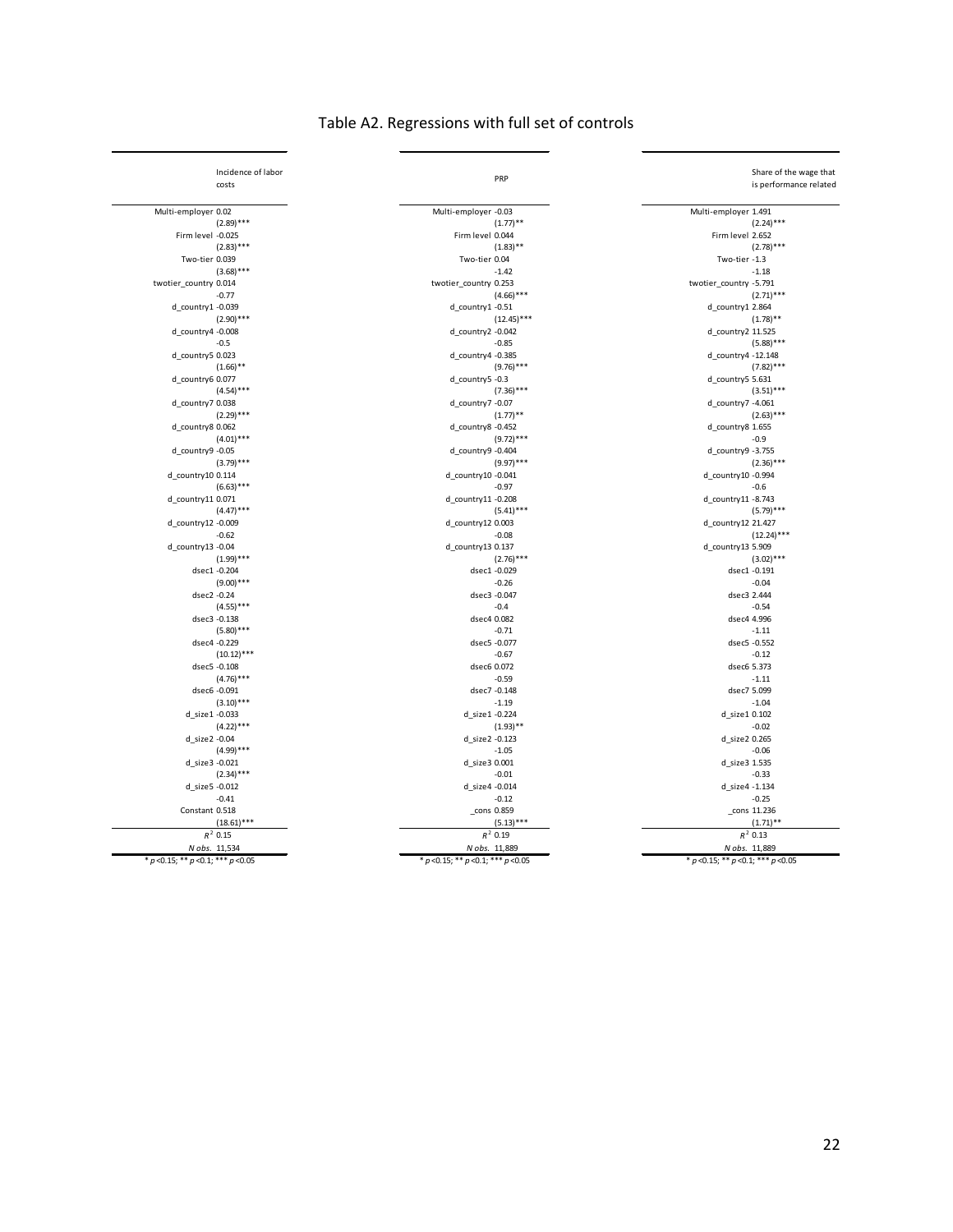# Table A2. Regressions with full set of controls

| | Incidence of labor costs |
|---|---|
| Multi-employer | 0.02 |
| | (2.89)*** |
| Firm level | -0.025 |
| | (2.83)*** |
| Two-tier | 0.039 |
| | (3.68)*** |
| twotier_country | 0.014 |
| | -0.77 |
| d_country1 | -0.039 |
| | (2.90)*** |
| d_country4 | -0.008 |
| | -0.5 |
| d_country5 | 0.023 |
| | (1.66)** |
| d_country6 | 0.077 |
| | (4.54)*** |
| d_country7 | 0.038 |
| | (2.29)*** |
| d_country8 | 0.062 |
| | (4.01)*** |
| d_country9 | -0.05 |
| | (3.79)*** |
| d_country10 | 0.114 |
| | (6.63)*** |
| d_country11 | 0.071 |
| | (4.47)*** |
| d_country12 | -0.009 |
| | -0.62 |
| d_country13 | -0.04 |
| | (1.99)*** |
| dsec1 | -0.204 |
| | (9.00)*** |
| dsec2 | -0.24 |
| | (4.55)*** |
| dsec3 | -0.138 |
| | (5.80)*** |
| dsec4 | -0.229 |
| | (10.12)*** |
| dsec5 | -0.108 |
| | (4.76)*** |
| dsec6 | -0.091 |
| | (3.10)*** |
| d_size1 | -0.033 |
| | (4.22)*** |
| d_size2 | -0.04 |
| | (4.99)*** |
| d_size3 | -0.021 |
| | (2.34)*** |
| d_size5 | -0.012 |
| | -0.41 |
| Constant | 0.518 |
| | (18.61)*** |
| $R^2$ | 0.15 |
| *N obs.* | 11,534 |

\* $p$<0.15; \*\* $p$<0.1; \*\*\* $p$<0.05

| | PRP |
|---|---|
| Multi-employer | -0.03 |
| | (1.77)** |
| Firm level | 0.044 |
| | (1.83)** |
| Two-tier | 0.04 |
| | -1.42 |
| twotier_country | 0.253 |
| | (4.66)*** |
| d_country1 | -0.51 |
| | (12.45)*** |
| d_country2 | -0.042 |
| | -0.85 |
| d_country4 | -0.385 |
| | (9.76)*** |
| d_country5 | -0.3 |
| | (7.36)*** |
| d_country7 | -0.07 |
| | (1.77)** |
| d_country8 | -0.452 |
| | (9.72)*** |
| d_country9 | -0.404 |
| | (9.97)*** |
| d_country10 | -0.041 |
| | -0.97 |
| d_country11 | -0.208 |
| | (5.41)*** |
| d_country12 | 0.003 |
| | -0.08 |
| d_country13 | 0.137 |
| | (2.76)*** |
| dsec1 | -0.029 |
| | -0.26 |
| dsec3 | -0.047 |
| | -0.4 |
| dsec4 | 0.082 |
| | -0.71 |
| dsec5 | -0.077 |
| | -0.67 |
| dsec6 | 0.072 |
| | -0.59 |
| dsec7 | -0.148 |
| | -1.19 |
| d_size1 | -0.224 |
| | (1.93)** |
| d_size2 | -0.123 |
| | -1.05 |
| d_size3 | 0.001 |
| | -0.01 |
| d_size4 | -0.014 |
| | -0.12 |
| _cons | 0.859 |
| | (5.13)*** |
| $R^2$ | 0.19 |
| *N obs.* | 11,889 |

\* $p$<0.15; \*\* $p$<0.1; \*\*\* $p$<0.05

| | Share of the wage that is performance related |
|---|---|
| Multi-employer | 1.491 |
| | (2.24)*** |
| Firm level | 2.652 |
| | (2.78)*** |
| Two-tier | -1.3 |
| | -1.18 |
| twotier_country | -5.791 |
| | (2.71)*** |
| d_country1 | 2.864 |
| | (1.78)** |
| d_country2 | 11.525 |
| | (5.88)*** |
| d_country4 | -12.148 |
| | (7.82)*** |
| d_country5 | 5.631 |
| | (3.51)*** |
| d_country7 | -4.061 |
| | (2.63)*** |
| d_country8 | 1.655 |
| | -0.9 |
| d_country9 | -3.755 |
| | (2.36)*** |
| d_country10 | -0.994 |
| | -0.6 |
| d_country11 | -8.743 |
| | (5.79)*** |
| d_country12 | 21.427 |
| | (12.24)*** |
| d_country13 | 5.909 |
| | (3.02)*** |
| dsec1 | -0.191 |
| | -0.04 |
| dsec3 | 2.444 |
| | -0.54 |
| dsec4 | 4.996 |
| | -1.11 |
| dsec5 | -0.552 |
| | -0.12 |
| dsec6 | 5.373 |
| | -1.11 |
| dsec7 | 5.099 |
| | -1.04 |
| d_size1 | 0.102 |
| | -0.02 |
| d_size2 | 0.265 |
| | -0.06 |
| d_size3 | 1.535 |
| | -0.33 |
| d_size4 | -1.134 |
| | -0.25 |
| _cons | 11.236 |
| | (1.71)** |
| $R^2$ | 0.13 |
| *N obs.* | 11,889 |

\* $p$<0.15; \*\* $p$<0.1; \*\*\* $p$<0.05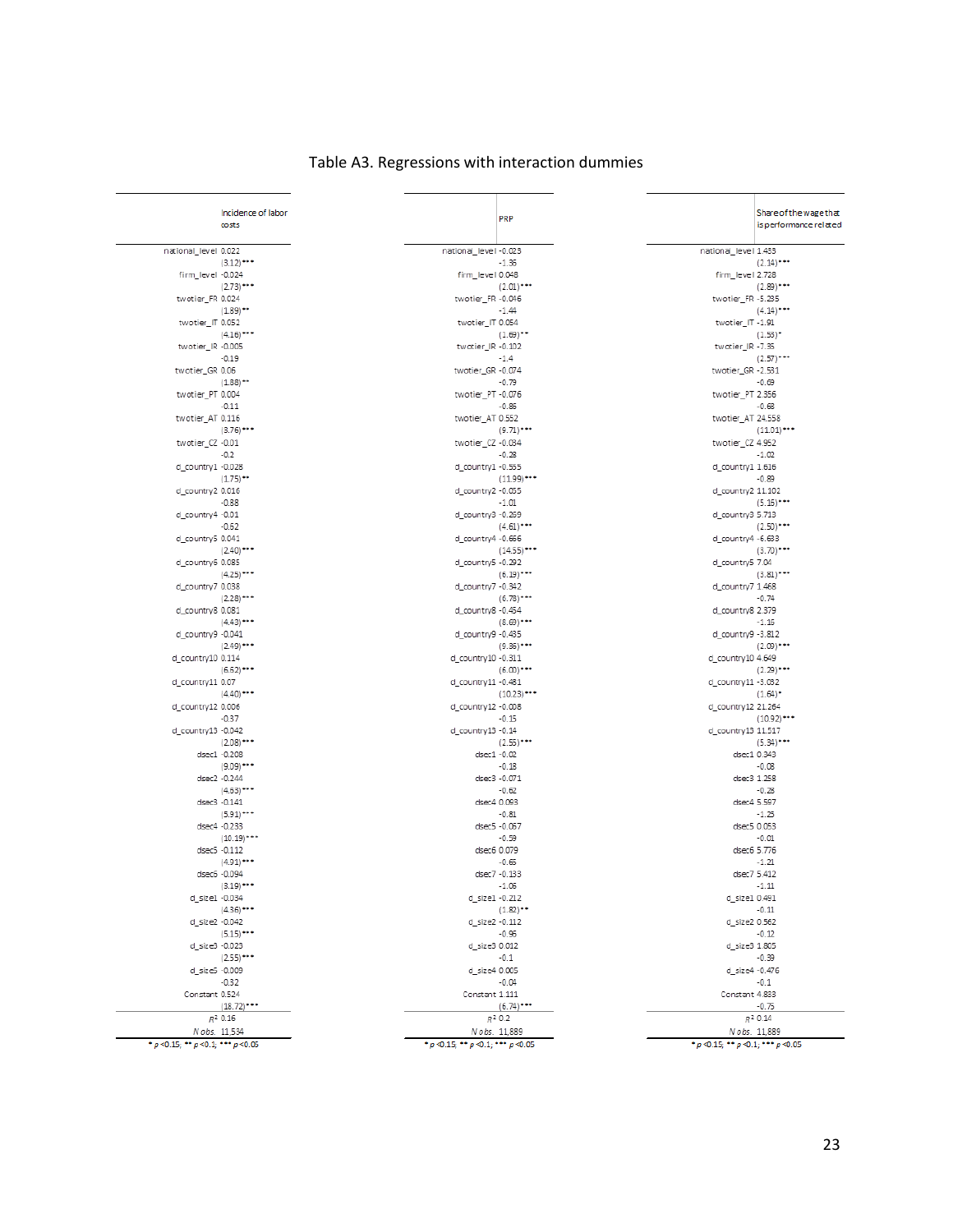# Table A3. Regressions with interaction dummies

| | Incidence of labor costs |
|---|---|
| national_level | 0.022 |
| | (3.12)*** |
| firm_level | -0.024 |
| | (2.73)*** |
| twotier_FR | 0.024 |
| | (1.89)** |
| twotier_IT | 0.052 |
| | (4.16)*** |
| twotier_IR | -0.005 |
| | -0.19 |
| twotier_GR | 0.06 |
| | (1.88)** |
| twotier_PT | 0.004 |
| | -0.11 |
| twotier_AT | 0.116 |
| | (3.76)*** |
| twotier_CZ | -0.01 |
| | -0.2 |
| d_country1 | -0.028 |
| | (1.75)** |
| d_country2 | 0.016 |
| | -0.88 |
| d_country4 | -0.01 |
| | -0.52 |
| d_country5 | 0.041 |
| | (2.40)*** |
| d_country6 | 0.085 |
| | (4.25)*** |
| d_country7 | 0.038 |
| | (2.28)*** |
| d_country8 | 0.081 |
| | (4.43)*** |
| d_country9 | -0.041 |
| | (2.49)*** |
| d_country10 | 0.114 |
| | (6.62)*** |
| d_country11 | 0.07 |
| | (4.40)*** |
| d_country12 | 0.006 |
| | -0.37 |
| d_country13 | -0.042 |
| | (2.08)*** |
| dsec1 | -0.208 |
| | (9.09)*** |
| dsec2 | -0.244 |
| | (4.53)*** |
| dsec3 | -0.141 |
| | (5.91)*** |
| dsec4 | -0.233 |
| | (10.19)*** |
| dsec5 | -0.112 |
| | (4.91)*** |
| dsec6 | -0.094 |
| | (3.19)*** |
| d_size1 | -0.034 |
| | (4.36)*** |
| d_size2 | -0.042 |
| | (5.15)*** |
| d_size3 | -0.023 |
| | (2.55)*** |
| d_size5 | -0.009 |
| | -0.32 |
| Constant | 0.524 |
| | (18.72)*** |
| $R^2$ | 0.16 |
| N obs. | 11,534 |

\* $p<0.15$; \*\* $p<0.1$; \*\*\* $p<0.05$

| | PRP |
|---|---|
| national_level | -0.023 |
| | -1.36 |
| firm_level | 0.048 |
| | (2.01)*** |
| twotier_FR | -0.046 |
| | -1.44 |
| twotier_IT | 0.054 |
| | (1.69)** |
| twotier_IR | -0.102 |
| | -1.4 |
| twotier_GR | -0.074 |
| | -0.79 |
| twotier_PT | -0.076 |
| | -0.86 |
| twotier_AT | 0.552 |
| | (9.71)*** |
| twotier_CZ | -0.034 |
| | -0.28 |
| d_country1 | -0.555 |
| | (11.99)*** |
| d_country2 | -0.055 |
| | -1.01 |
| d_country3 | -0.269 |
| | (4.61)*** |
| d_country4 | -0.666 |
| | (14.55)*** |
| d_country5 | -0.292 |
| | (6.19)*** |
| d_country7 | -0.342 |
| | (6.78)*** |
| d_country8 | -0.454 |
| | (8.69)*** |
| d_country9 | -0.435 |
| | (9.36)*** |
| d_country10 | -0.311 |
| | (6.00)*** |
| d_country11 | -0.481 |
| | (10.23)*** |
| d_country12 | -0.008 |
| | -0.15 |
| d_country13 | -0.14 |
| | (2.55)*** |
| dsec1 | -0.02 |
| | -0.18 |
| dsec3 | -0.071 |
| | -0.62 |
| dsec4 | 0.093 |
| | -0.81 |
| dsec5 | -0.067 |
| | -0.59 |
| dsec6 | 0.079 |
| | -0.65 |
| dsec7 | -0.133 |
| | -1.06 |
| d_size1 | -0.212 |
| | (1.82)** |
| d_size2 | -0.112 |
| | -0.96 |
| d_size3 | 0.012 |
| | -0.1 |
| d_size4 | 0.005 |
| | -0.04 |
| Constant | 1.111 |
| | (6.74)*** |
| $R^2$ | 0.2 |
| N obs. | 11,889 |

\* $p<0.15$; \*\* $p<0.1$; \*\*\* $p<0.05$

| | Share of the wage that is performance related |
|---|---|
| national_level | 1.453 |
| | (2.14)*** |
| firm_level | 2.728 |
| | (2.89)*** |
| twotier_FR | -5.235 |
| | (4.14)*** |
| twotier_IT | -1.91 |
| | (1.53)* |
| twotier_IR | -7.35 |
| | (2.57)*** |
| twotier_GR | -2.531 |
| | -0.69 |
| twotier_PT | 2.356 |
| | -0.68 |
| twotier_AT | 24.558 |
| | (11.01)*** |
| twotier_CZ | 4.952 |
| | -1.02 |
| d_country1 | 1.616 |
| | -0.89 |
| d_country2 | 11.102 |
| | (5.15)*** |
| d_country3 | 5.713 |
| | (2.50)*** |
| d_country4 | -6.633 |
| | (3.70)*** |
| d_country5 | 7.04 |
| | (3.81)*** |
| d_country7 | 1.468 |
| | -0.74 |
| d_country8 | 2.379 |
| | -1.16 |
| d_country9 | -3.812 |
| | (2.09)*** |
| d_country10 | 4.649 |
| | (2.29)*** |
| d_country11 | -3.032 |
| | (1.64)* |
| d_country12 | 21.264 |
| | (10.92)*** |
| d_country13 | 11.517 |
| | (5.34)*** |
| dsec1 | 0.343 |
| | -0.08 |
| dsec3 | 1.258 |
| | -0.28 |
| dsec4 | 5.597 |
| | -1.25 |
| dsec5 | 0.053 |
| | -0.01 |
| dsec6 | 5.776 |
| | -1.21 |
| dsec7 | 5.412 |
| | -1.11 |
| d_size1 | 0.491 |
| | -0.11 |
| d_size2 | 0.562 |
| | -0.12 |
| d_size3 | 1.805 |
| | -0.39 |
| d_size4 | -0.476 |
| | -0.1 |
| Constant | 4.833 |
| | -0.75 |
| $R^2$ | 0.14 |
| N obs. | 11,889 |

\* $p<0.15$; \*\* $p<0.1$; \*\*\* $p<0.05$